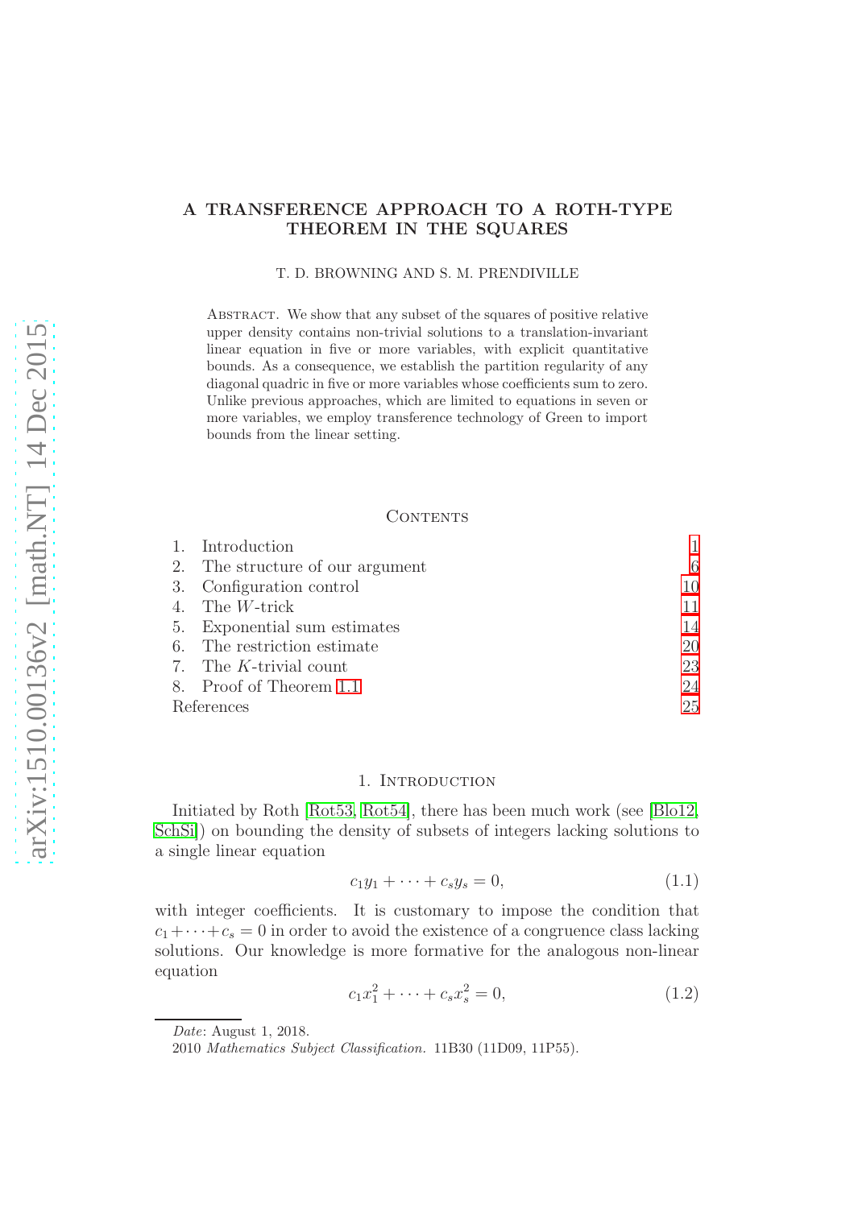# A TRANSFERENCE APPROACH TO A ROTH-TYPE THEOREM IN THE SQUARES

T. D. BROWNING AND S. M. PRENDIVILLE

Abstract. We show that any subset of the squares of positive relative upper density contains non-trivial solutions to a translation-invariant linear equation in five or more variables, with explicit quantitative bounds. As a consequence, we establish the partition regularity of any diagonal quadric in five or more variables whose coefficients sum to zero. Unlike previous approaches, which are limited to equations in seven or more variables, we employ transference technology of Green to import bounds from the linear setting.

## Contents

1. Introduction 1
2. The structure of our argument 6
3. Configuration control 10
4. The $W$-trick 11
5. Exponential sum estimates 14
6. The restriction estimate 20
7. The $K$-trivial count 23
8. Proof of Theorem 1.1 24

References 25

## 1. Introduction

Initiated by Roth [Rot53, Rot54], there has been much work (see [Blo12, SchSi]) on bounding the density of subsets of integers lacking solutions to a single linear equation

$$c_1 y_1 + \cdots + c_s y_s = 0, \tag{1.1}$$

with integer coefficients. It is customary to impose the condition that $c_1 + \cdots + c_s = 0$ in order to avoid the existence of a congruence class lacking solutions. Our knowledge is more formative for the analogous non-linear equation

$$c_1 x_1^2 + \cdots + c_s x_s^2 = 0, \tag{1.2}$$

*Date*: August 1, 2018.

2010 *Mathematics Subject Classification.* 11B30 (11D09, 11P55).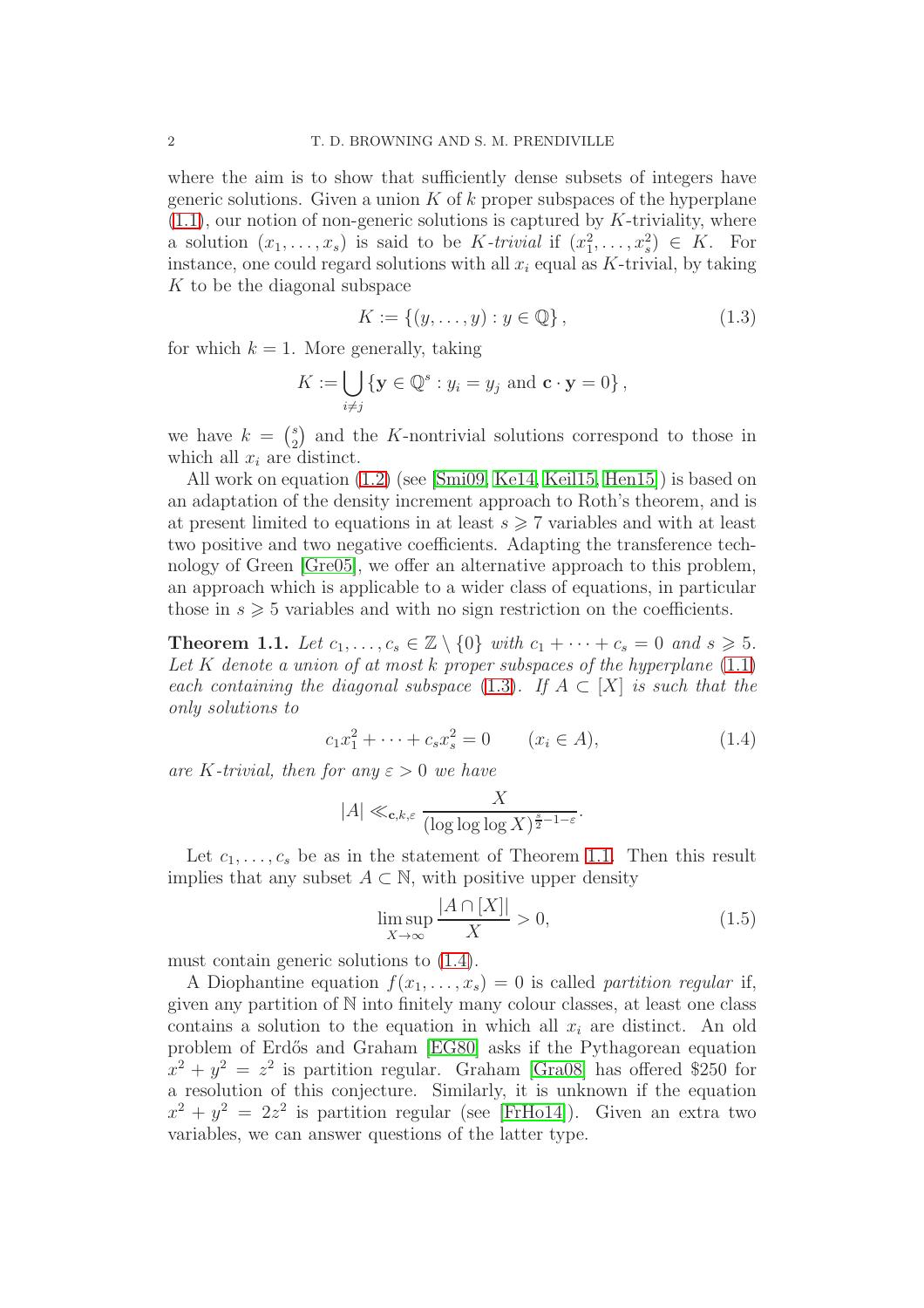where the aim is to show that sufficiently dense subsets of integers have generic solutions. Given a union $K$ of $k$ proper subspaces of the hyperplane (1.1), our notion of non-generic solutions is captured by $K$-triviality, where a solution $(x_1, \dots, x_s)$ is said to be *$K$-trivial* if $(x_1^2, \dots, x_s^2) \in K$. For instance, one could regard solutions with all $x_i$ equal as $K$-trivial, by taking $K$ to be the diagonal subspace

$$K := \{(y, \dots, y) : y \in \mathbb{Q}\}, \tag{1.3}$$

for which $k = 1$. More generally, taking

$$K := \bigcup_{i \neq j} \{\mathbf{y} \in \mathbb{Q}^s : y_i = y_j \text{ and } \mathbf{c} \cdot \mathbf{y} = 0\},$$

we have $k = \binom{s}{2}$ and the $K$-nontrivial solutions correspond to those in which all $x_i$ are distinct.

All work on equation (1.2) (see [Smi09, Ke14, Keil15, Hen15]) is based on an adaptation of the density increment approach to Roth's theorem, and is at present limited to equations in at least $s \geqslant 7$ variables and with at least two positive and two negative coefficients. Adapting the transference technology of Green [Gre05], we offer an alternative approach to this problem, an approach which is applicable to a wider class of equations, in particular those in $s \geqslant 5$ variables and with no sign restriction on the coefficients.

**Theorem 1.1.** *Let $c_1, \dots, c_s \in \mathbb{Z} \setminus \{0\}$ with $c_1 + \cdots + c_s = 0$ and $s \geqslant 5$. Let $K$ denote a union of at most $k$ proper subspaces of the hyperplane (1.1) each containing the diagonal subspace (1.3). If $A \subset [X]$ is such that the only solutions to*

$$c_1 x_1^2 + \cdots + c_s x_s^2 = 0 \qquad (x_i \in A), \tag{1.4}$$

*are $K$-trivial, then for any $\varepsilon > 0$ we have*

$$|A| \ll_{\mathbf{c},k,\varepsilon} \frac{X}{(\log\log\log X)^{\frac{s}{2}-1-\varepsilon}}.$$

Let $c_1, \dots, c_s$ be as in the statement of Theorem 1.1. Then this result implies that any subset $A \subset \mathbb{N}$, with positive upper density

$$\limsup_{X \to \infty} \frac{|A \cap [X]|}{X} > 0, \tag{1.5}$$

must contain generic solutions to (1.4).

A Diophantine equation $f(x_1, \dots, x_s) = 0$ is called *partition regular* if, given any partition of $\mathbb{N}$ into finitely many colour classes, at least one class contains a solution to the equation in which all $x_i$ are distinct. An old problem of Erdős and Graham [EG80] asks if the Pythagorean equation $x^2 + y^2 = z^2$ is partition regular. Graham [Gra08] has offered \$250 for a resolution of this conjecture. Similarly, it is unknown if the equation $x^2 + y^2 = 2z^2$ is partition regular (see [FrHo14]). Given an extra two variables, we can answer questions of the latter type.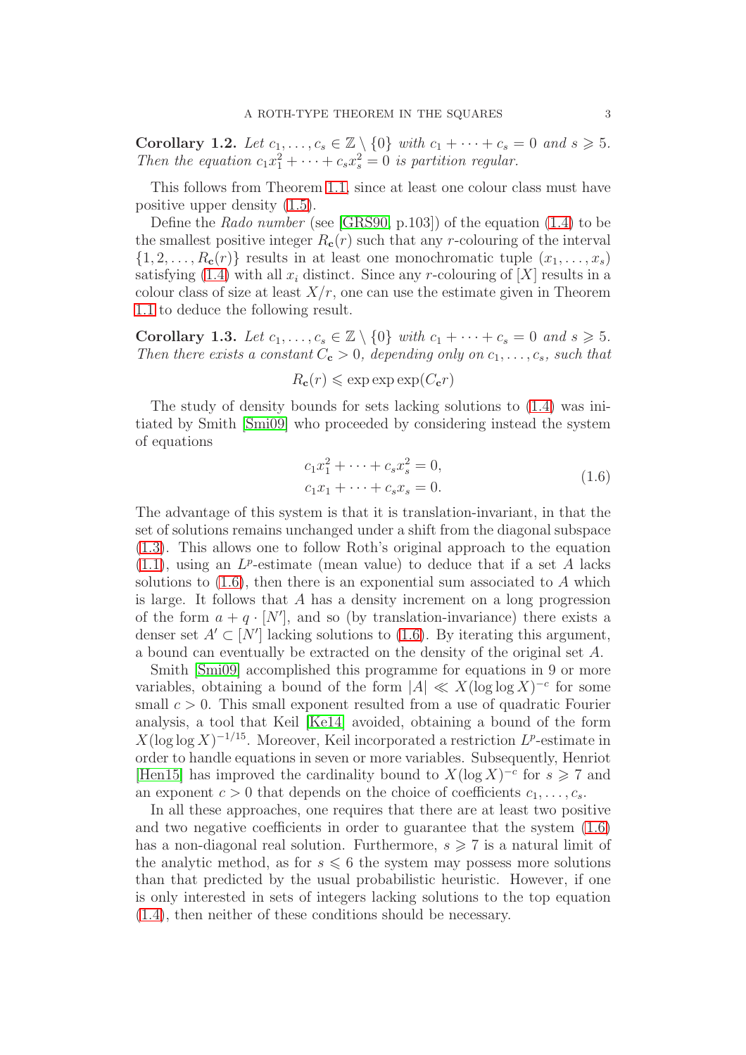**Corollary 1.2.** *Let $c_1, \ldots, c_s \in \mathbb{Z} \setminus \{0\}$ with $c_1 + \cdots + c_s = 0$ and $s \geqslant 5$. Then the equation $c_1 x_1^2 + \cdots + c_s x_s^2 = 0$ is partition regular.*

This follows from Theorem 1.1, since at least one colour class must have positive upper density (1.5).

Define the *Rado number* (see [GRS90, p.103]) of the equation (1.4) to be the smallest positive integer $R_{\mathbf{c}}(r)$ such that any $r$-colouring of the interval $\{1, 2, \ldots, R_{\mathbf{c}}(r)\}$ results in at least one monochromatic tuple $(x_1, \ldots, x_s)$ satisfying (1.4) with all $x_i$ distinct. Since any $r$-colouring of $[X]$ results in a colour class of size at least $X/r$, one can use the estimate given in Theorem 1.1 to deduce the following result.

**Corollary 1.3.** *Let $c_1, \ldots, c_s \in \mathbb{Z} \setminus \{0\}$ with $c_1 + \cdots + c_s = 0$ and $s \geqslant 5$. Then there exists a constant $C_{\mathbf{c}} > 0$, depending only on $c_1, \ldots, c_s$, such that*

$$R_{\mathbf{c}}(r) \leqslant \exp\exp\exp(C_{\mathbf{c}} r)$$

The study of density bounds for sets lacking solutions to (1.4) was initiated by Smith [Smi09] who proceeded by considering instead the system of equations

$$\begin{aligned} c_1 x_1^2 + \cdots + c_s x_s^2 &= 0, \\ c_1 x_1 + \cdots + c_s x_s &= 0. \end{aligned} \tag{1.6}$$

The advantage of this system is that it is translation-invariant, in that the set of solutions remains unchanged under a shift from the diagonal subspace (1.3). This allows one to follow Roth's original approach to the equation (1.1), using an $L^p$-estimate (mean value) to deduce that if a set $A$ lacks solutions to (1.6), then there is an exponential sum associated to $A$ which is large. It follows that $A$ has a density increment on a long progression of the form $a + q \cdot [N']$, and so (by translation-invariance) there exists a denser set $A' \subset [N']$ lacking solutions to (1.6). By iterating this argument, a bound can eventually be extracted on the density of the original set $A$.

Smith [Smi09] accomplished this programme for equations in 9 or more variables, obtaining a bound of the form $|A| \ll X(\log\log X)^{-c}$ for some small $c > 0$. This small exponent resulted from a use of quadratic Fourier analysis, a tool that Keil [Ke14] avoided, obtaining a bound of the form $X(\log\log X)^{-1/15}$. Moreover, Keil incorporated a restriction $L^p$-estimate in order to handle equations in seven or more variables. Subsequently, Henriot [Hen15] has improved the cardinality bound to $X(\log X)^{-c}$ for $s \geqslant 7$ and an exponent $c > 0$ that depends on the choice of coefficients $c_1, \ldots, c_s$.

In all these approaches, one requires that there are at least two positive and two negative coefficients in order to guarantee that the system (1.6) has a non-diagonal real solution. Furthermore, $s \geqslant 7$ is a natural limit of the analytic method, as for $s \leqslant 6$ the system may possess more solutions than that predicted by the usual probabilistic heuristic. However, if one is only interested in sets of integers lacking solutions to the top equation (1.4), then neither of these conditions should be necessary.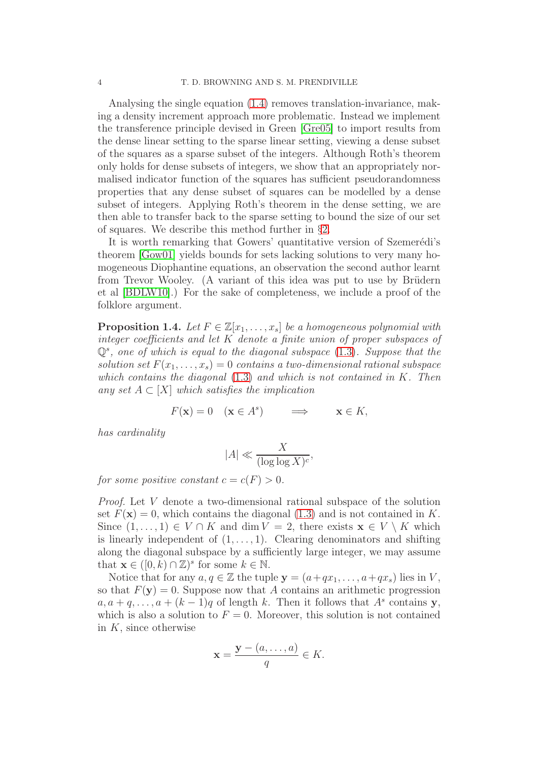Analysing the single equation (1.4) removes translation-invariance, making a density increment approach more problematic. Instead we implement the transference principle devised in Green [Gre05] to import results from the dense linear setting to the sparse linear setting, viewing a dense subset of the squares as a sparse subset of the integers. Although Roth's theorem only holds for dense subsets of integers, we show that an appropriately normalised indicator function of the squares has sufficient pseudorandomness properties that any dense subset of squares can be modelled by a dense subset of integers. Applying Roth's theorem in the dense setting, we are then able to transfer back to the sparse setting to bound the size of our set of squares. We describe this method further in §2.

It is worth remarking that Gowers' quantitative version of Szemerédi's theorem [Gow01] yields bounds for sets lacking solutions to very many homogeneous Diophantine equations, an observation the second author learnt from Trevor Wooley. (A variant of this idea was put to use by Brüdern et al [BDLW10].) For the sake of completeness, we include a proof of the folklore argument.

**Proposition 1.4.** *Let $F \in \mathbb{Z}[x_1, \ldots, x_s]$ be a homogeneous polynomial with integer coefficients and let $K$ denote a finite union of proper subspaces of $\mathbb{Q}^s$, one of which is equal to the diagonal subspace* (1.3)*. Suppose that the solution set $F(x_1, \ldots, x_s) = 0$ contains a two-dimensional rational subspace which contains the diagonal* (1.3) *and which is not contained in $K$. Then any set $A \subset [X]$ which satisfies the implication*

$$F(\mathbf{x}) = 0 \quad (\mathbf{x} \in A^s) \qquad \Longrightarrow \qquad \mathbf{x} \in K,$$

*has cardinality*

$$|A| \ll \frac{X}{(\log \log X)^c},$$

*for some positive constant $c = c(F) > 0$.*

*Proof.* Let $V$ denote a two-dimensional rational subspace of the solution set $F(\mathbf{x}) = 0$, which contains the diagonal (1.3) and is not contained in $K$. Since $(1, \ldots, 1) \in V \cap K$ and $\dim V = 2$, there exists $\mathbf{x} \in V \setminus K$ which is linearly independent of $(1, \ldots, 1)$. Clearing denominators and shifting along the diagonal subspace by a sufficiently large integer, we may assume that $\mathbf{x} \in ([0, k) \cap \mathbb{Z})^s$ for some $k \in \mathbb{N}$.

Notice that for any $a, q \in \mathbb{Z}$ the tuple $\mathbf{y} = (a + qx_1, \ldots, a + qx_s)$ lies in $V$, so that $F(\mathbf{y}) = 0$. Suppose now that $A$ contains an arithmetic progression $a, a + q, \ldots, a + (k-1)q$ of length $k$. Then it follows that $A^s$ contains $\mathbf{y}$, which is also a solution to $F = 0$. Moreover, this solution is not contained in $K$, since otherwise

$$\mathbf{x} = \frac{\mathbf{y} - (a, \ldots, a)}{q} \in K.$$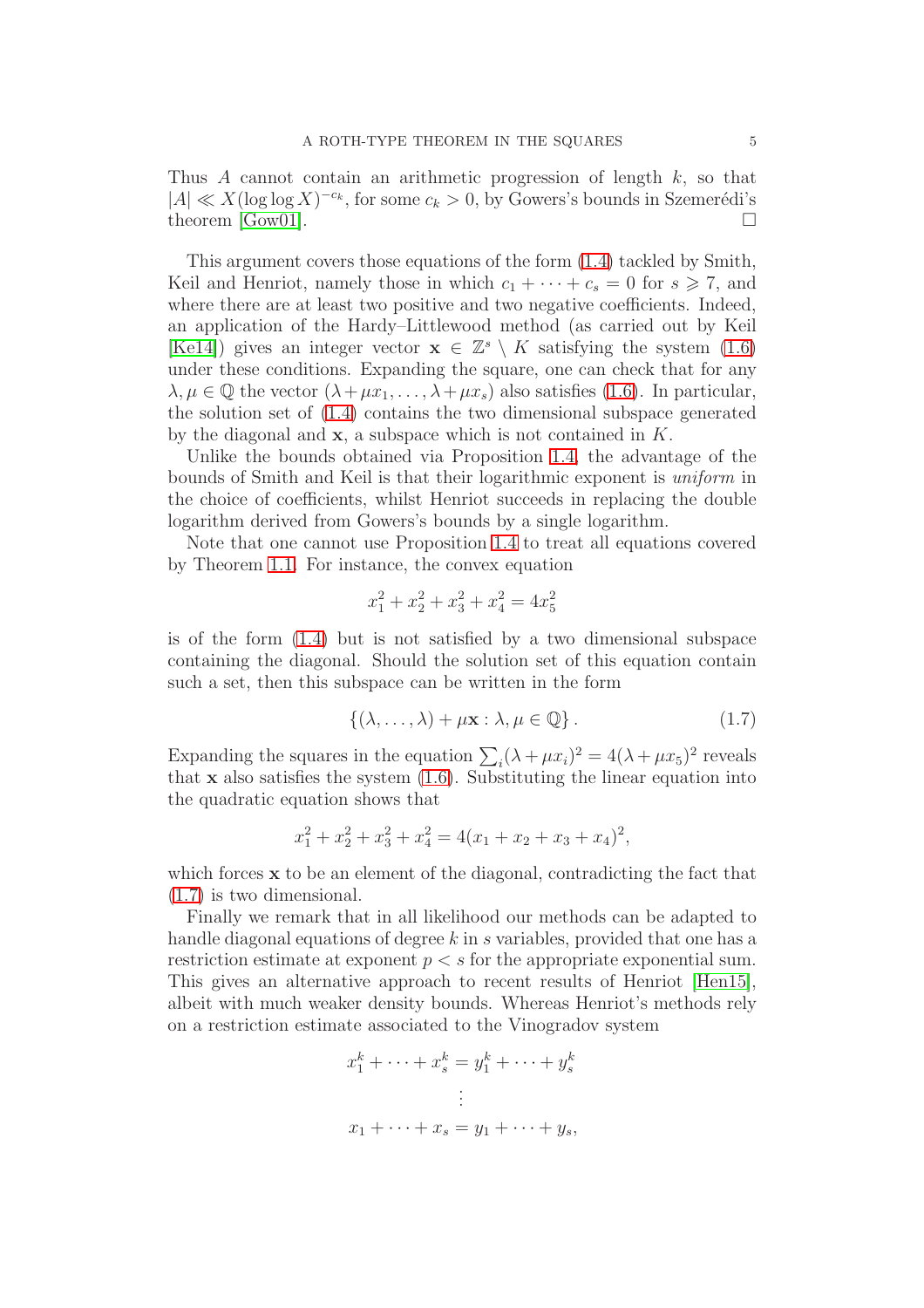Thus $A$ cannot contain an arithmetic progression of length $k$, so that $|A| \ll X(\log\log X)^{-c_k}$, for some $c_k > 0$, by Gowers's bounds in Szemerédi's theorem [Gow01]. □

This argument covers those equations of the form (1.4) tackled by Smith, Keil and Henriot, namely those in which $c_1 + \cdots + c_s = 0$ for $s \geqslant 7$, and where there are at least two positive and two negative coefficients. Indeed, an application of the Hardy–Littlewood method (as carried out by Keil [Ke14]) gives an integer vector $\mathbf{x} \in \mathbb{Z}^s \setminus K$ satisfying the system (1.6) under these conditions. Expanding the square, one can check that for any $\lambda, \mu \in \mathbb{Q}$ the vector $(\lambda + \mu x_1, \ldots, \lambda + \mu x_s)$ also satisfies (1.6). In particular, the solution set of (1.4) contains the two dimensional subspace generated by the diagonal and $\mathbf{x}$, a subspace which is not contained in $K$.

Unlike the bounds obtained via Proposition 1.4, the advantage of the bounds of Smith and Keil is that their logarithmic exponent is *uniform* in the choice of coefficients, whilst Henriot succeeds in replacing the double logarithm derived from Gowers's bounds by a single logarithm.

Note that one cannot use Proposition 1.4 to treat all equations covered by Theorem 1.1. For instance, the convex equation

$$x_1^2 + x_2^2 + x_3^2 + x_4^2 = 4x_5^2$$

is of the form (1.4) but is not satisfied by a two dimensional subspace containing the diagonal. Should the solution set of this equation contain such a set, then this subspace can be written in the form

$$\{(\lambda, \ldots, \lambda) + \mu\mathbf{x} : \lambda, \mu \in \mathbb{Q}\}. \tag{1.7}$$

Expanding the squares in the equation $\sum_i (\lambda + \mu x_i)^2 = 4(\lambda + \mu x_5)^2$ reveals that $\mathbf{x}$ also satisfies the system (1.6). Substituting the linear equation into the quadratic equation shows that

$$x_1^2 + x_2^2 + x_3^2 + x_4^2 = 4(x_1 + x_2 + x_3 + x_4)^2,$$

which forces $\mathbf{x}$ to be an element of the diagonal, contradicting the fact that (1.7) is two dimensional.

Finally we remark that in all likelihood our methods can be adapted to handle diagonal equations of degree $k$ in $s$ variables, provided that one has a restriction estimate at exponent $p < s$ for the appropriate exponential sum. This gives an alternative approach to recent results of Henriot [Hen15], albeit with much weaker density bounds. Whereas Henriot's methods rely on a restriction estimate associated to the Vinogradov system

$$\begin{aligned} x_1^k + \cdots + x_s^k &= y_1^k + \cdots + y_s^k \\ &\vdots \\ x_1 + \cdots + x_s &= y_1 + \cdots + y_s, \end{aligned}$$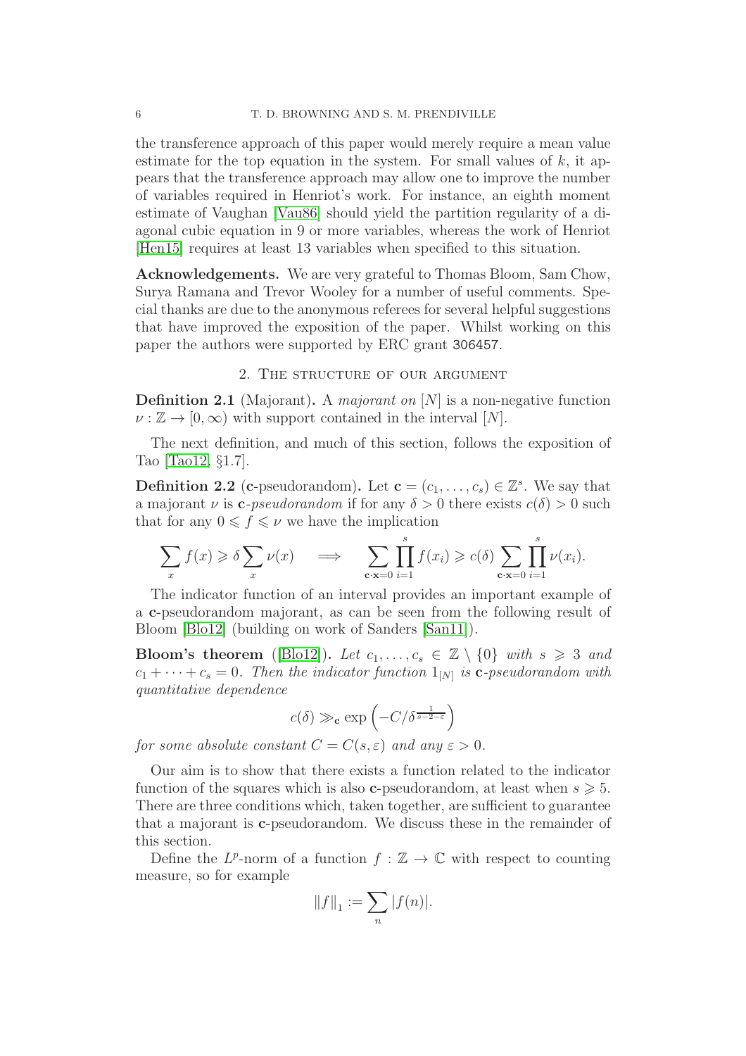the transference approach of this paper would merely require a mean value estimate for the top equation in the system. For small values of $k$, it appears that the transference approach may allow one to improve the number of variables required in Henriot's work. For instance, an eighth moment estimate of Vaughan [Vau86] should yield the partition regularity of a diagonal cubic equation in 9 or more variables, whereas the work of Henriot [Hen15] requires at least 13 variables when specified to this situation.

**Acknowledgements.** We are very grateful to Thomas Bloom, Sam Chow, Surya Ramana and Trevor Wooley for a number of useful comments. Special thanks are due to the anonymous referees for several helpful suggestions that have improved the exposition of the paper. Whilst working on this paper the authors were supported by ERC grant 306457.

## 2. The structure of our argument

**Definition 2.1** (Majorant)**.** A *majorant on* $[N]$ is a non-negative function $\nu : \mathbb{Z} \to [0, \infty)$ with support contained in the interval $[N]$.

The next definition, and much of this section, follows the exposition of Tao [Tao12, §1.7].

**Definition 2.2** ($\mathbf{c}$-pseudorandom)**.** Let $\mathbf{c} = (c_1, \ldots, c_s) \in \mathbb{Z}^s$. We say that a majorant $\nu$ is $\mathbf{c}$*-pseudorandom* if for any $\delta > 0$ there exists $c(\delta) > 0$ such that for any $0 \leqslant f \leqslant \nu$ we have the implication

$$\sum_x f(x) \geqslant \delta \sum_x \nu(x) \quad \implies \quad \sum_{\mathbf{c}\cdot\mathbf{x}=0} \prod_{i=1}^s f(x_i) \geqslant c(\delta) \sum_{\mathbf{c}\cdot\mathbf{x}=0} \prod_{i=1}^s \nu(x_i).$$

The indicator function of an interval provides an important example of a $\mathbf{c}$-pseudorandom majorant, as can be seen from the following result of Bloom [Blo12] (building on work of Sanders [San11]).

**Bloom's theorem** ([Blo12])**.** *Let $c_1, \ldots, c_s \in \mathbb{Z} \setminus \{0\}$ with $s \geqslant 3$ and $c_1 + \cdots + c_s = 0$. Then the indicator function $1_{[N]}$ is $\mathbf{c}$-pseudorandom with quantitative dependence*

$$c(\delta) \gg_{\mathbf{c}} \exp\left(-C/\delta^{\frac{1}{s-2-\varepsilon}}\right)$$

*for some absolute constant $C = C(s, \varepsilon)$ and any $\varepsilon > 0$.*

Our aim is to show that there exists a function related to the indicator function of the squares which is also $\mathbf{c}$-pseudorandom, at least when $s \geqslant 5$. There are three conditions which, taken together, are sufficient to guarantee that a majorant is $\mathbf{c}$-pseudorandom. We discuss these in the remainder of this section.

Define the $L^p$-norm of a function $f : \mathbb{Z} \to \mathbb{C}$ with respect to counting measure, so for example

$$\|f\|_1 := \sum_n |f(n)|.$$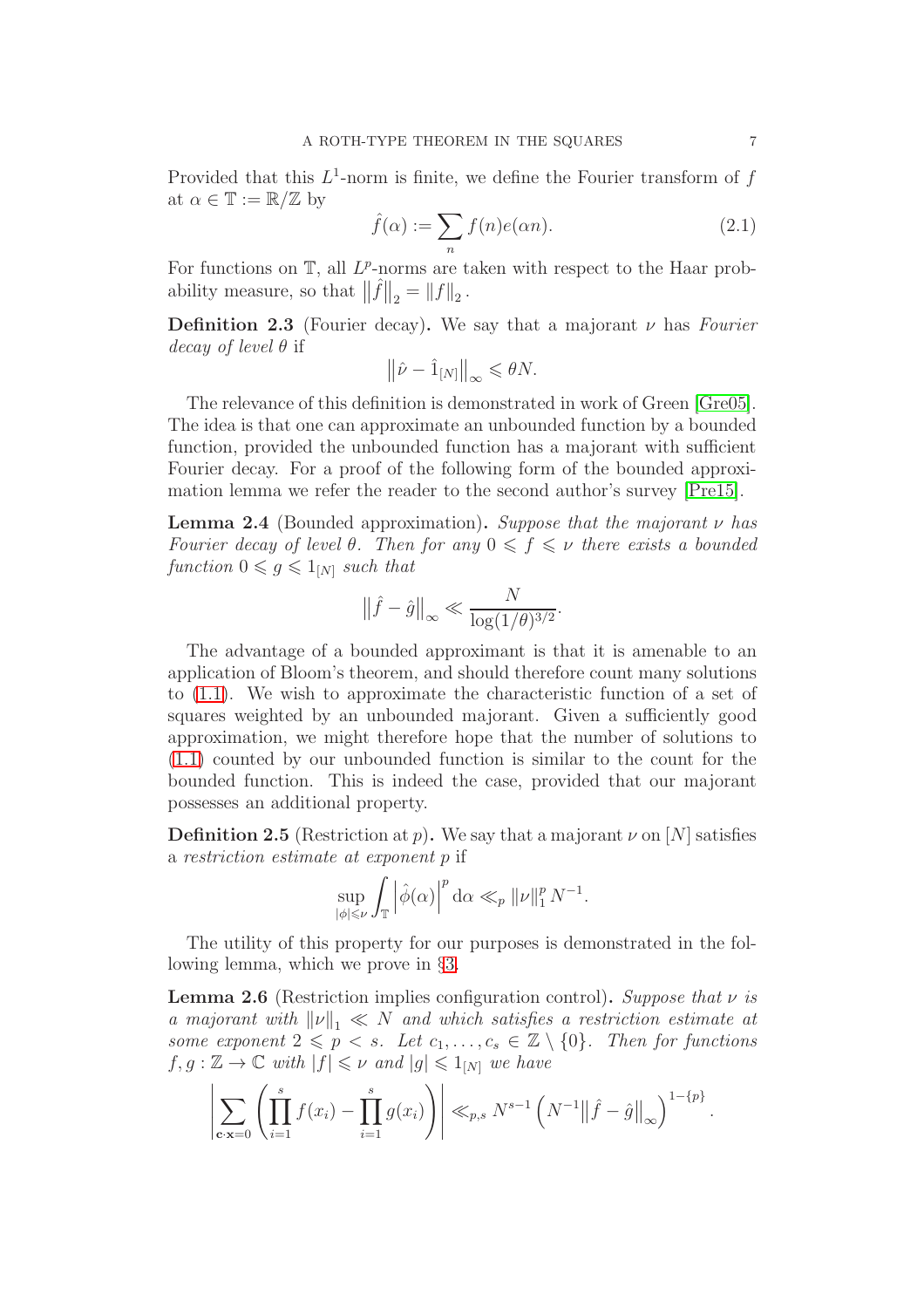Provided that this $L^1$-norm is finite, we define the Fourier transform of $f$ at $\alpha \in \mathbb{T} := \mathbb{R}/\mathbb{Z}$ by

$$\hat{f}(\alpha) := \sum_n f(n) e(\alpha n). \tag{2.1}$$

For functions on $\mathbb{T}$, all $L^p$-norms are taken with respect to the Haar probability measure, so that $\|\hat{f}\|_2 = \|f\|_2$.

**Definition 2.3** (Fourier decay)**.** We say that a majorant $\nu$ has *Fourier decay of level $\theta$* if

$$\|\hat{\nu} - \hat{1}_{[N]}\|_\infty \leqslant \theta N.$$

The relevance of this definition is demonstrated in work of Green [Gre05]. The idea is that one can approximate an unbounded function by a bounded function, provided the unbounded function has a majorant with sufficient Fourier decay. For a proof of the following form of the bounded approximation lemma we refer the reader to the second author's survey [Pre15].

**Lemma 2.4** (Bounded approximation)**.** *Suppose that the majorant $\nu$ has Fourier decay of level $\theta$. Then for any $0 \leqslant f \leqslant \nu$ there exists a bounded function $0 \leqslant g \leqslant 1_{[N]}$ such that*

$$\|\hat{f} - \hat{g}\|_\infty \ll \frac{N}{\log(1/\theta)^{3/2}}.$$

The advantage of a bounded approximant is that it is amenable to an application of Bloom's theorem, and should therefore count many solutions to (1.1). We wish to approximate the characteristic function of a set of squares weighted by an unbounded majorant. Given a sufficiently good approximation, we might therefore hope that the number of solutions to (1.1) counted by our unbounded function is similar to the count for the bounded function. This is indeed the case, provided that our majorant possesses an additional property.

**Definition 2.5** (Restriction at $p$)**.** We say that a majorant $\nu$ on $[N]$ satisfies a *restriction estimate at exponent $p$* if

$$\sup_{|\phi| \leqslant \nu} \int_{\mathbb{T}} \left|\hat{\phi}(\alpha)\right|^p \mathrm{d}\alpha \ll_p \|\nu\|_1^p N^{-1}.$$

The utility of this property for our purposes is demonstrated in the following lemma, which we prove in §3.

**Lemma 2.6** (Restriction implies configuration control)**.** *Suppose that $\nu$ is a majorant with $\|\nu\|_1 \ll N$ and which satisfies a restriction estimate at some exponent $2 \leqslant p < s$. Let $c_1, \ldots, c_s \in \mathbb{Z} \setminus \{0\}$. Then for functions $f, g : \mathbb{Z} \to \mathbb{C}$ with $|f| \leqslant \nu$ and $|g| \leqslant 1_{[N]}$ we have*

$$\left| \sum_{\mathbf{c}\cdot\mathbf{x}=0} \left( \prod_{i=1}^s f(x_i) - \prod_{i=1}^s g(x_i) \right) \right| \ll_{p,s} N^{s-1} \left( N^{-1} \|\hat{f} - \hat{g}\|_\infty \right)^{1-\{p\}}.$$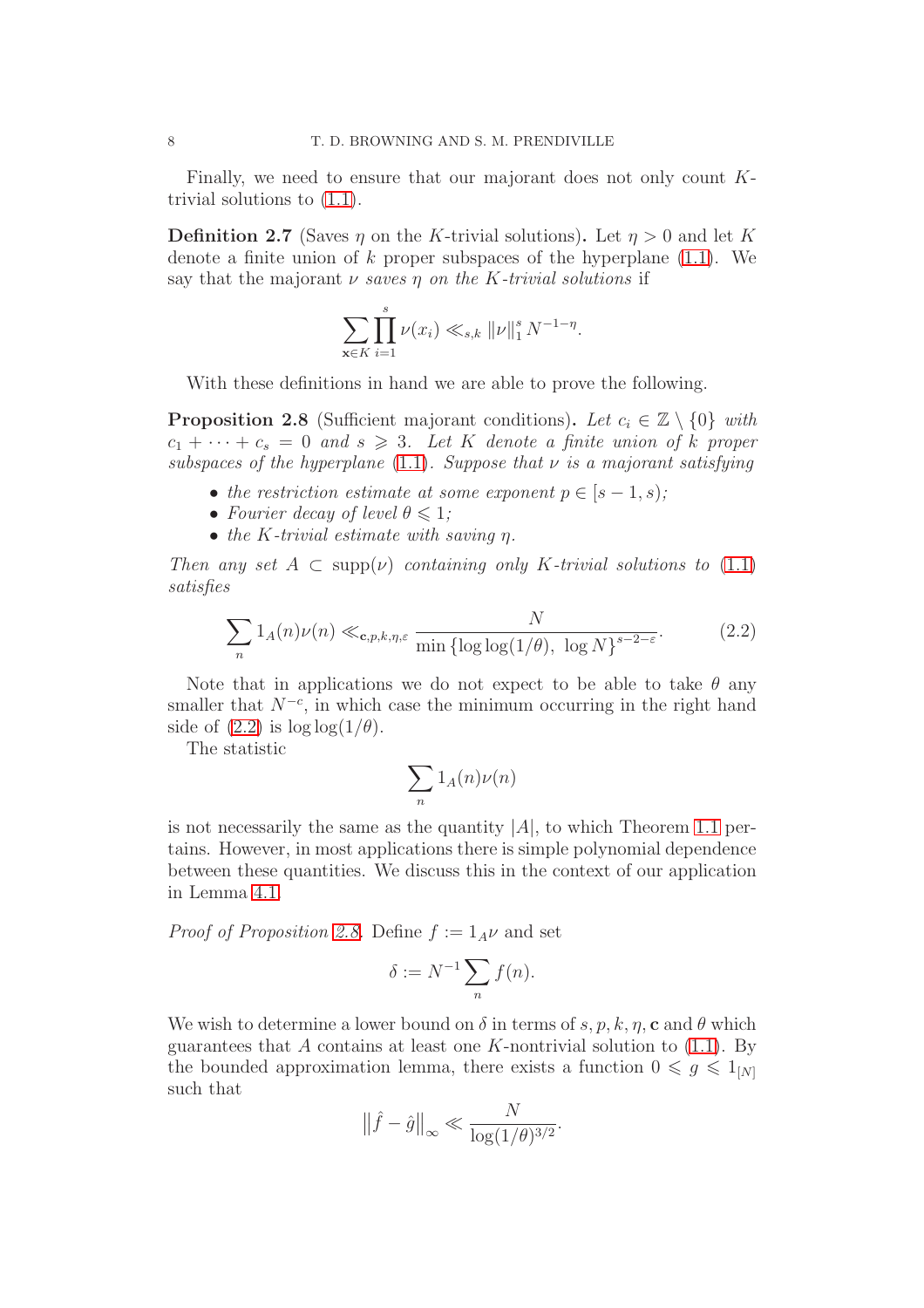Finally, we need to ensure that our majorant does not only count $K$-trivial solutions to (1.1).

**Definition 2.7** (Saves $\eta$ on the $K$-trivial solutions)**.** Let $\eta > 0$ and let $K$ denote a finite union of $k$ proper subspaces of the hyperplane (1.1). We say that the majorant $\nu$ *saves* $\eta$ *on the* $K$*-trivial solutions* if

$$\sum_{\mathbf{x} \in K} \prod_{i=1}^{s} \nu(x_i) \ll_{s,k} \|\nu\|_1^s N^{-1-\eta}.$$

With these definitions in hand we are able to prove the following.

**Proposition 2.8** (Sufficient majorant conditions)**.** *Let $c_i \in \mathbb{Z} \setminus \{0\}$ with $c_1 + \cdots + c_s = 0$ and $s \geqslant 3$. Let $K$ denote a finite union of $k$ proper subspaces of the hyperplane (1.1). Suppose that $\nu$ is a majorant satisfying*

- *the restriction estimate at some exponent $p \in [s-1, s)$;*
- *Fourier decay of level $\theta \leqslant 1$;*
- *the $K$-trivial estimate with saving $\eta$.*

*Then any set $A \subset \mathrm{supp}(\nu)$ containing only $K$-trivial solutions to (1.1) satisfies*

$$\sum_n 1_A(n)\nu(n) \ll_{\mathbf{c},p,k,\eta,\varepsilon} \frac{N}{\min\left\{\log\log(1/\theta),\ \log N\right\}^{s-2-\varepsilon}}. \tag{2.2}$$

Note that in applications we do not expect to be able to take $\theta$ any smaller that $N^{-c}$, in which case the minimum occurring in the right hand side of (2.2) is $\log\log(1/\theta)$.

The statistic

$$\sum_n 1_A(n)\nu(n)$$

is not necessarily the same as the quantity $|A|$, to which Theorem 1.1 pertains. However, in most applications there is simple polynomial dependence between these quantities. We discuss this in the context of our application in Lemma 4.1.

*Proof of Proposition 2.8.* Define $f := 1_A\nu$ and set

$$\delta := N^{-1} \sum_n f(n).$$

We wish to determine a lower bound on $\delta$ in terms of $s, p, k, \eta, \mathbf{c}$ and $\theta$ which guarantees that $A$ contains at least one $K$-nontrivial solution to (1.1). By the bounded approximation lemma, there exists a function $0 \leqslant g \leqslant 1_{[N]}$ such that

$$\left\|\hat{f} - \hat{g}\right\|_\infty \ll \frac{N}{\log(1/\theta)^{3/2}}.$$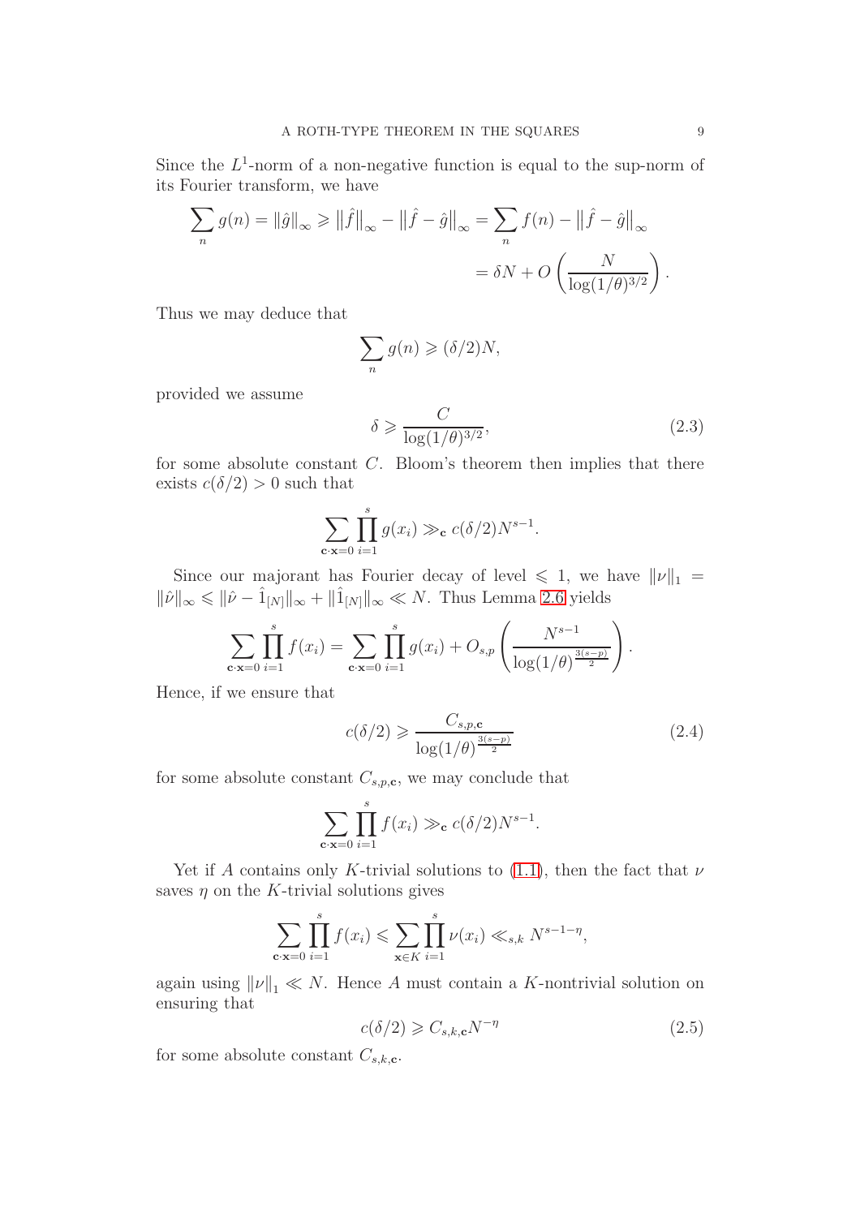Since the $L^1$-norm of a non-negative function is equal to the sup-norm of its Fourier transform, we have

$$\sum_n g(n) = \|\hat{g}\|_\infty \geqslant \|\hat{f}\|_\infty - \|\hat{f} - \hat{g}\|_\infty = \sum_n f(n) - \|\hat{f} - \hat{g}\|_\infty$$
$$= \delta N + O\left(\frac{N}{\log(1/\theta)^{3/2}}\right).$$

Thus we may deduce that

$$\sum_n g(n) \geqslant (\delta/2)N,$$

provided we assume

$$\delta \geqslant \frac{C}{\log(1/\theta)^{3/2}}, \tag{2.3}$$

for some absolute constant $C$. Bloom's theorem then implies that there exists $c(\delta/2) > 0$ such that

$$\sum_{\mathbf{c}\cdot\mathbf{x}=0} \prod_{i=1}^{s} g(x_i) \gg_{\mathbf{c}} c(\delta/2)N^{s-1}.$$

Since our majorant has Fourier decay of level $\leqslant 1$, we have $\|\nu\|_1 = \|\hat{\nu}\|_\infty \leqslant \|\hat{\nu} - \hat{1}_{[N]}\|_\infty + \|\hat{1}_{[N]}\|_\infty \ll N$. Thus Lemma 2.6 yields

$$\sum_{\mathbf{c}\cdot\mathbf{x}=0} \prod_{i=1}^{s} f(x_i) = \sum_{\mathbf{c}\cdot\mathbf{x}=0} \prod_{i=1}^{s} g(x_i) + O_{s,p}\left(\frac{N^{s-1}}{\log(1/\theta)^{\frac{3(s-p)}{2}}}\right).$$

Hence, if we ensure that

$$c(\delta/2) \geqslant \frac{C_{s,p,\mathbf{c}}}{\log(1/\theta)^{\frac{3(s-p)}{2}}} \tag{2.4}$$

for some absolute constant $C_{s,p,\mathbf{c}}$, we may conclude that

$$\sum_{\mathbf{c}\cdot\mathbf{x}=0} \prod_{i=1}^{s} f(x_i) \gg_{\mathbf{c}} c(\delta/2)N^{s-1}.$$

Yet if $A$ contains only $K$-trivial solutions to (1.1), then the fact that $\nu$ saves $\eta$ on the $K$-trivial solutions gives

$$\sum_{\mathbf{c}\cdot\mathbf{x}=0} \prod_{i=1}^{s} f(x_i) \leqslant \sum_{\mathbf{x}\in K} \prod_{i=1}^{s} \nu(x_i) \ll_{s,k} N^{s-1-\eta},$$

again using $\|\nu\|_1 \ll N$. Hence $A$ must contain a $K$-nontrivial solution on ensuring that

$$c(\delta/2) \geqslant C_{s,k,\mathbf{c}}N^{-\eta} \tag{2.5}$$

for some absolute constant $C_{s,k,\mathbf{c}}$.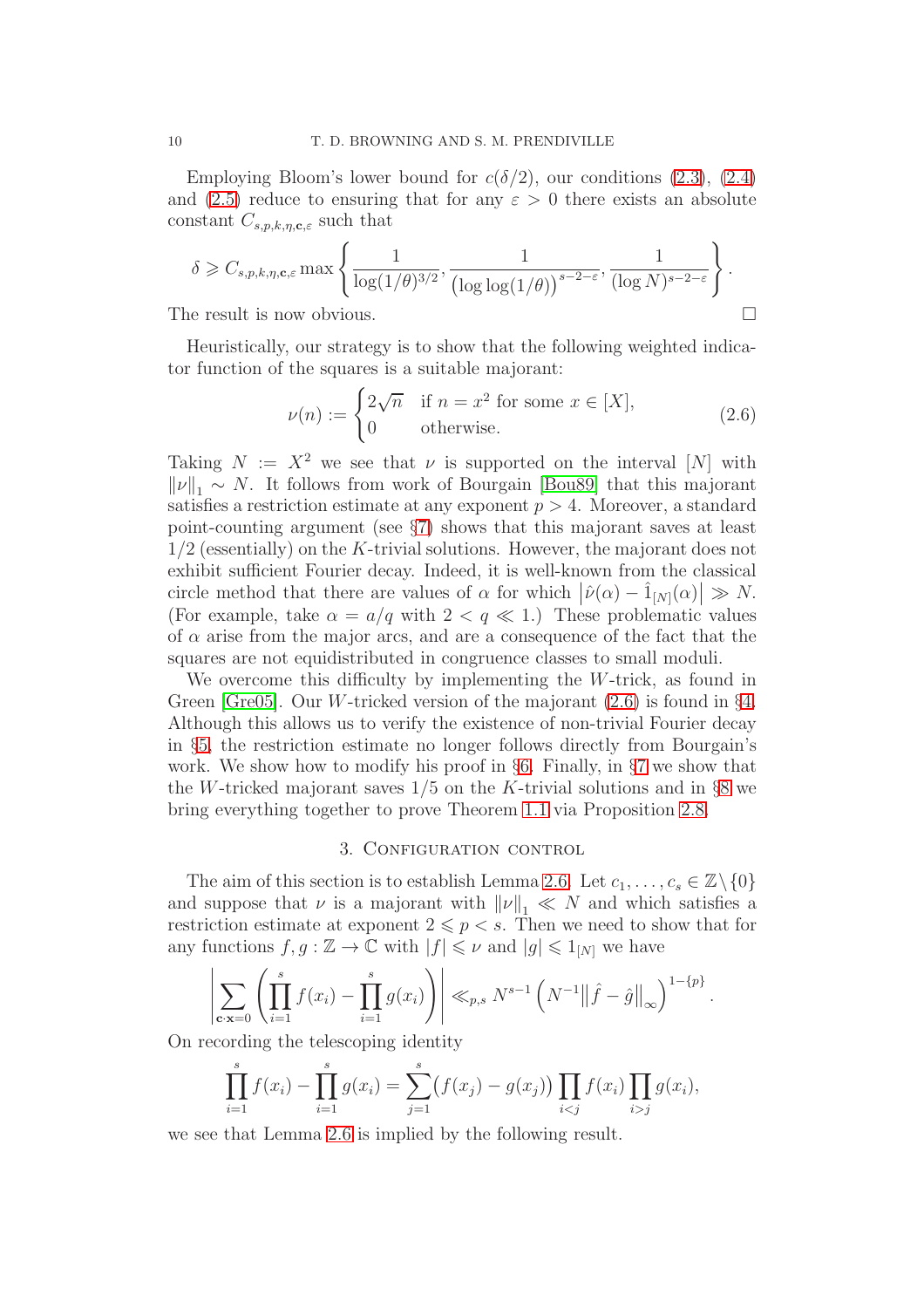Employing Bloom's lower bound for $c(\delta/2)$, our conditions (2.3), (2.4) and (2.5) reduce to ensuring that for any $\varepsilon > 0$ there exists an absolute constant $C_{s,p,k,\eta,\mathbf{c},\varepsilon}$ such that

$$\delta \geqslant C_{s,p,k,\eta,\mathbf{c},\varepsilon} \max\left\{ \frac{1}{\log(1/\theta)^{3/2}}, \frac{1}{\big(\log\log(1/\theta)\big)^{s-2-\varepsilon}}, \frac{1}{(\log N)^{s-2-\varepsilon}} \right\}.$$

The result is now obvious. $\square$

Heuristically, our strategy is to show that the following weighted indicator function of the squares is a suitable majorant:

$$\nu(n) := \begin{cases} 2\sqrt{n} & \text{if } n = x^2 \text{ for some } x \in [X], \\ 0 & \text{otherwise.} \end{cases} \tag{2.6}$$

Taking $N := X^2$ we see that $\nu$ is supported on the interval $[N]$ with $\|\nu\|_1 \sim N$. It follows from work of Bourgain [Bou89] that this majorant satisfies a restriction estimate at any exponent $p > 4$. Moreover, a standard point-counting argument (see §7) shows that this majorant saves at least $1/2$ (essentially) on the $K$-trivial solutions. However, the majorant does not exhibit sufficient Fourier decay. Indeed, it is well-known from the classical circle method that there are values of $\alpha$ for which $\left|\hat{\nu}(\alpha) - \hat{1}_{[N]}(\alpha)\right| \gg N$. (For example, take $\alpha = a/q$ with $2 < q \ll 1$.) These problematic values of $\alpha$ arise from the major arcs, and are a consequence of the fact that the squares are not equidistributed in congruence classes to small moduli.

We overcome this difficulty by implementing the $W$-trick, as found in Green [Gre05]. Our $W$-tricked version of the majorant (2.6) is found in §4. Although this allows us to verify the existence of non-trivial Fourier decay in §5, the restriction estimate no longer follows directly from Bourgain's work. We show how to modify his proof in §6. Finally, in §7 we show that the $W$-tricked majorant saves $1/5$ on the $K$-trivial solutions and in §8 we bring everything together to prove Theorem 1.1 via Proposition 2.8.

## 3. Configuration control

The aim of this section is to establish Lemma 2.6. Let $c_1, \dots, c_s \in \mathbb{Z}\setminus\{0\}$ and suppose that $\nu$ is a majorant with $\|\nu\|_1 \ll N$ and which satisfies a restriction estimate at exponent $2 \leqslant p < s$. Then we need to show that for any functions $f, g : \mathbb{Z} \to \mathbb{C}$ with $|f| \leqslant \nu$ and $|g| \leqslant 1_{[N]}$ we have

$$\left| \sum_{\mathbf{c}\cdot\mathbf{x}=0} \left( \prod_{i=1}^{s} f(x_i) - \prod_{i=1}^{s} g(x_i) \right) \right| \ll_{p,s} N^{s-1} \left( N^{-1} \big\|\hat{f} - \hat{g}\big\|_\infty \right)^{1-\{p\}}.$$

On recording the telescoping identity

$$\prod_{i=1}^{s} f(x_i) - \prod_{i=1}^{s} g(x_i) = \sum_{j=1}^{s} \big(f(x_j) - g(x_j)\big) \prod_{i<j} f(x_i) \prod_{i>j} g(x_i),$$

we see that Lemma 2.6 is implied by the following result.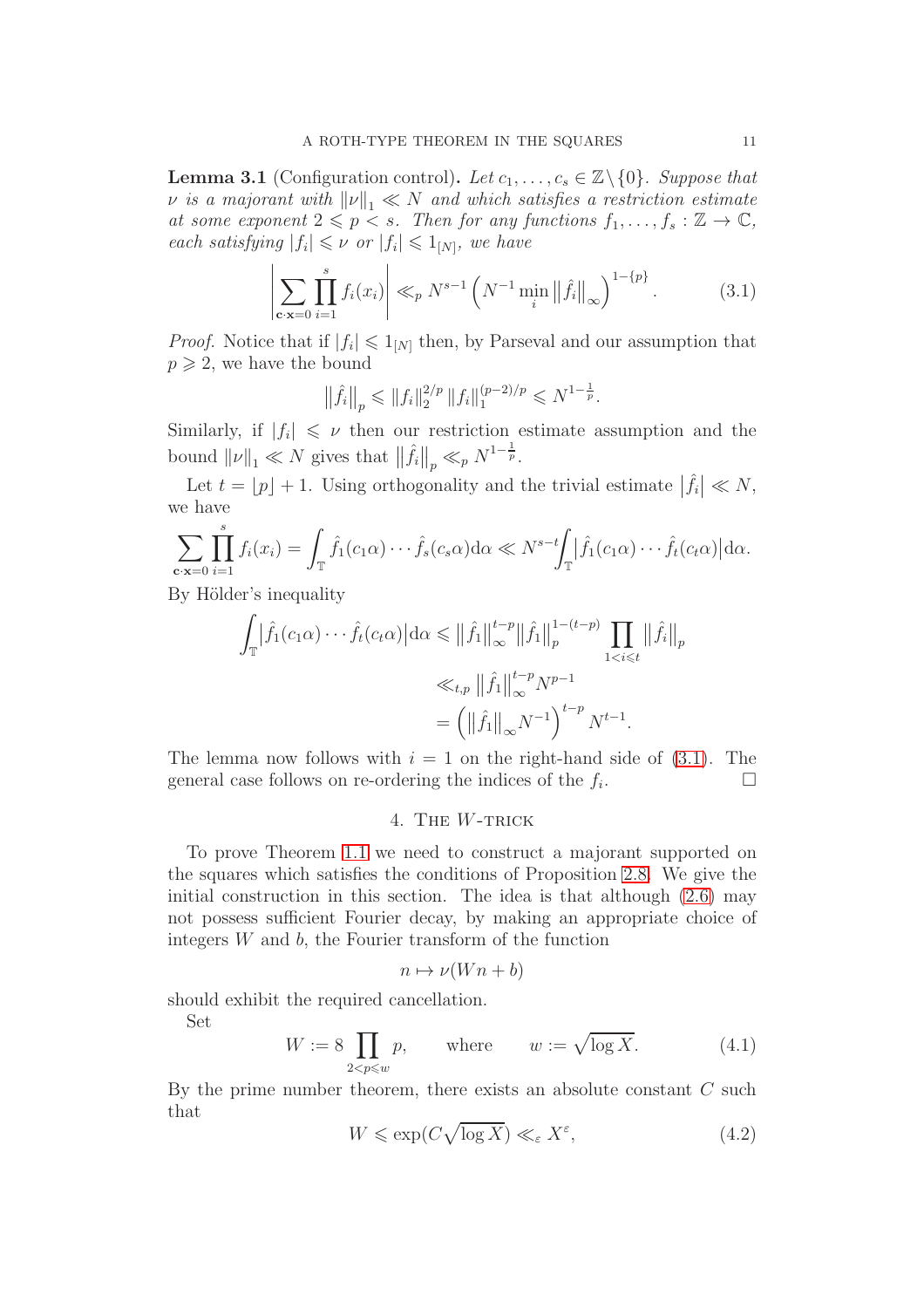**Lemma 3.1** (Configuration control). *Let $c_1, \dots, c_s \in \mathbb{Z}\setminus\{0\}$. Suppose that $\nu$ is a majorant with $\|\nu\|_1 \ll N$ and which satisfies a restriction estimate at some exponent $2 \leqslant p < s$. Then for any functions $f_1, \dots, f_s : \mathbb{Z} \to \mathbb{C}$, each satisfying $|f_i| \leqslant \nu$ or $|f_i| \leqslant 1_{[N]}$, we have*

$$\left| \sum_{\mathbf{c}\cdot\mathbf{x}=0} \prod_{i=1}^{s} f_i(x_i) \right| \ll_p N^{s-1} \left( N^{-1} \min_i \left\| \hat{f}_i \right\|_\infty \right)^{1-\{p\}}. \tag{3.1}$$

*Proof.* Notice that if $|f_i| \leqslant 1_{[N]}$ then, by Parseval and our assumption that $p \geqslant 2$, we have the bound

$$\left\| \hat{f}_i \right\|_p \leqslant \|f_i\|_2^{2/p} \|f_i\|_1^{(p-2)/p} \leqslant N^{1-\frac{1}{p}}.$$

Similarly, if $|f_i| \leqslant \nu$ then our restriction estimate assumption and the bound $\|\nu\|_1 \ll N$ gives that $\left\| \hat{f}_i \right\|_p \ll_p N^{1-\frac{1}{p}}$.

Let $t = \lfloor p \rfloor + 1$. Using orthogonality and the trivial estimate $\left|\hat{f}_i\right| \ll N$, we have

$$\sum_{\mathbf{c}\cdot\mathbf{x}=0} \prod_{i=1}^{s} f_i(x_i) = \int_{\mathbb{T}} \hat{f}_1(c_1\alpha)\cdots\hat{f}_s(c_s\alpha)\mathrm{d}\alpha \ll N^{s-t}\int_{\mathbb{T}} \left|\hat{f}_1(c_1\alpha)\cdots\hat{f}_t(c_t\alpha)\right|\mathrm{d}\alpha.$$

By Hölder's inequality

$$\begin{aligned}
\int_{\mathbb{T}} \left|\hat{f}_1(c_1\alpha)\cdots\hat{f}_t(c_t\alpha)\right|\mathrm{d}\alpha &\leqslant \left\|\hat{f}_1\right\|_\infty^{t-p} \left\|\hat{f}_1\right\|_p^{1-(t-p)} \prod_{1<i\leqslant t} \left\|\hat{f}_i\right\|_p \\
&\ll_{t,p} \left\|\hat{f}_1\right\|_\infty^{t-p} N^{p-1} \\
&= \left( \left\|\hat{f}_1\right\|_\infty N^{-1} \right)^{t-p} N^{t-1}.
\end{aligned}$$

The lemma now follows with $i = 1$ on the right-hand side of (3.1). The general case follows on re-ordering the indices of the $f_i$. $\square$

## 4. The $W$-trick

To prove Theorem 1.1 we need to construct a majorant supported on the squares which satisfies the conditions of Proposition 2.8. We give the initial construction in this section. The idea is that although (2.6) may not possess sufficient Fourier decay, by making an appropriate choice of integers $W$ and $b$, the Fourier transform of the function

$$n \mapsto \nu(Wn + b)$$

should exhibit the required cancellation.

Set

$$W := 8 \prod_{2<p\leqslant w} p, \qquad \text{where} \qquad w := \sqrt{\log X}. \tag{4.1}$$

By the prime number theorem, there exists an absolute constant $C$ such that

$$W \leqslant \exp(C\sqrt{\log X}) \ll_\varepsilon X^\varepsilon, \tag{4.2}$$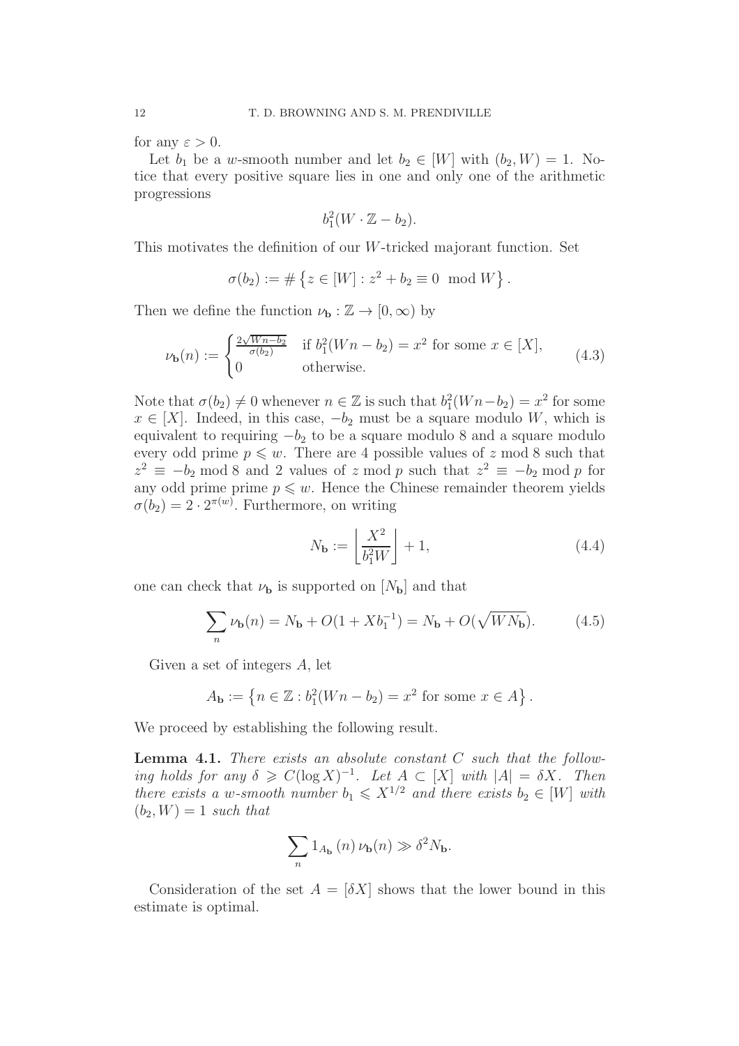for any $\varepsilon > 0$.

Let $b_1$ be a $w$-smooth number and let $b_2 \in [W]$ with $(b_2, W) = 1$. Notice that every positive square lies in one and only one of the arithmetic progressions

$$b_1^2(W \cdot \mathbb{Z} - b_2).$$

This motivates the definition of our $W$-tricked majorant function. Set

$$\sigma(b_2) := \#\left\{z \in [W] : z^2 + b_2 \equiv 0 \mod W\right\}.$$

Then we define the function $\nu_{\mathbf{b}} : \mathbb{Z} \to [0, \infty)$ by

$$\nu_{\mathbf{b}}(n) := \begin{cases} \frac{2\sqrt{Wn - b_2}}{\sigma(b_2)} & \text{if } b_1^2(Wn - b_2) = x^2 \text{ for some } x \in [X], \\ 0 & \text{otherwise.} \end{cases} \tag{4.3}$$

Note that $\sigma(b_2) \neq 0$ whenever $n \in \mathbb{Z}$ is such that $b_1^2(Wn - b_2) = x^2$ for some $x \in [X]$. Indeed, in this case, $-b_2$ must be a square modulo $W$, which is equivalent to requiring $-b_2$ to be a square modulo 8 and a square modulo every odd prime $p \leqslant w$. There are 4 possible values of $z$ mod 8 such that $z^2 \equiv -b_2 \bmod 8$ and 2 values of $z \bmod p$ such that $z^2 \equiv -b_2 \bmod p$ for any odd prime prime $p \leqslant w$. Hence the Chinese remainder theorem yields $\sigma(b_2) = 2 \cdot 2^{\pi(w)}$. Furthermore, on writing

$$N_{\mathbf{b}} := \left\lfloor \frac{X^2}{b_1^2 W} \right\rfloor + 1, \tag{4.4}$$

one can check that $\nu_{\mathbf{b}}$ is supported on $[N_{\mathbf{b}}]$ and that

$$\sum_n \nu_{\mathbf{b}}(n) = N_{\mathbf{b}} + O(1 + Xb_1^{-1}) = N_{\mathbf{b}} + O(\sqrt{WN_{\mathbf{b}}}). \tag{4.5}$$

Given a set of integers $A$, let

$$A_{\mathbf{b}} := \left\{n \in \mathbb{Z} : b_1^2(Wn - b_2) = x^2 \text{ for some } x \in A\right\}.$$

We proceed by establishing the following result.

**Lemma 4.1.** *There exists an absolute constant $C$ such that the following holds for any $\delta \geqslant C(\log X)^{-1}$. Let $A \subset [X]$ with $|A| = \delta X$. Then there exists a $w$-smooth number $b_1 \leqslant X^{1/2}$ and there exists $b_2 \in [W]$ with $(b_2, W) = 1$ such that*

$$\sum_n 1_{A_{\mathbf{b}}}(n)\, \nu_{\mathbf{b}}(n) \gg \delta^2 N_{\mathbf{b}}.$$

Consideration of the set $A = [\delta X]$ shows that the lower bound in this estimate is optimal.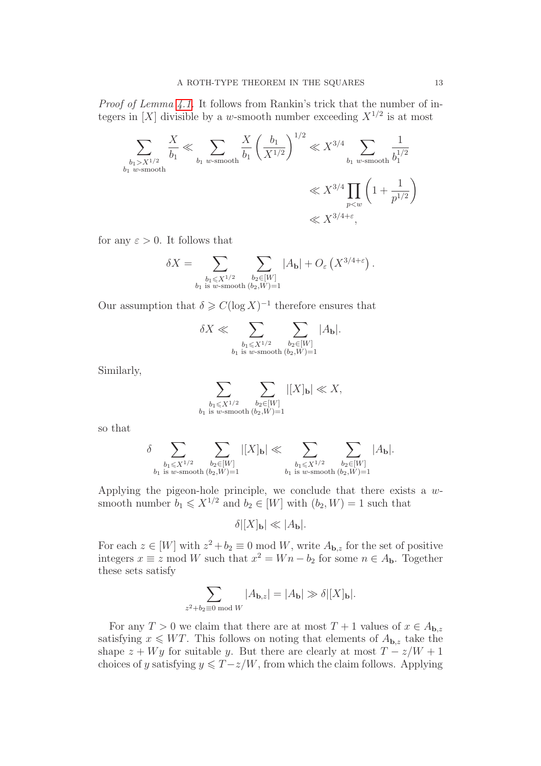*Proof of Lemma 4.1.* It follows from Rankin's trick that the number of integers in $[X]$ divisible by a $w$-smooth number exceeding $X^{1/2}$ is at most

$$\sum_{\substack{b_1 > X^{1/2} \\ b_1 \ w\text{-smooth}}} \frac{X}{b_1} \ll \sum_{b_1 \ w\text{-smooth}} \frac{X}{b_1}\left(\frac{b_1}{X^{1/2}}\right)^{1/2} \ll X^{3/4} \sum_{b_1 \ w\text{-smooth}} \frac{1}{b_1^{1/2}}$$

$$\ll X^{3/4} \prod_{p<w}\left(1 + \frac{1}{p^{1/2}}\right)$$

$$\ll X^{3/4+\varepsilon},$$

for any $\varepsilon > 0$. It follows that

$$\delta X = \sum_{\substack{b_1 \leqslant X^{1/2} \\ b_1 \text{ is } w\text{-smooth}}} \sum_{\substack{b_2 \in [W] \\ (b_2, W)=1}} |A_{\mathbf{b}}| + O_\varepsilon\left(X^{3/4+\varepsilon}\right).$$

Our assumption that $\delta \geqslant C(\log X)^{-1}$ therefore ensures that

$$\delta X \ll \sum_{\substack{b_1 \leqslant X^{1/2} \\ b_1 \text{ is } w\text{-smooth}}} \sum_{\substack{b_2 \in [W] \\ (b_2, W)=1}} |A_{\mathbf{b}}|.$$

Similarly,

$$\sum_{\substack{b_1 \leqslant X^{1/2} \\ b_1 \text{ is } w\text{-smooth}}} \sum_{\substack{b_2 \in [W] \\ (b_2, W)=1}} |[X]_{\mathbf{b}}| \ll X,$$

so that

$$\delta \sum_{\substack{b_1 \leqslant X^{1/2} \\ b_1 \text{ is } w\text{-smooth}}} \sum_{\substack{b_2 \in [W] \\ (b_2, W)=1}} |[X]_{\mathbf{b}}| \ll \sum_{\substack{b_1 \leqslant X^{1/2} \\ b_1 \text{ is } w\text{-smooth}}} \sum_{\substack{b_2 \in [W] \\ (b_2, W)=1}} |A_{\mathbf{b}}|.$$

Applying the pigeon-hole principle, we conclude that there exists a $w$-smooth number $b_1 \leqslant X^{1/2}$ and $b_2 \in [W]$ with $(b_2, W) = 1$ such that

$$\delta |[X]_{\mathbf{b}}| \ll |A_{\mathbf{b}}|.$$

For each $z \in [W]$ with $z^2 + b_2 \equiv 0 \bmod W$, write $A_{\mathbf{b},z}$ for the set of positive integers $x \equiv z \bmod W$ such that $x^2 = Wn - b_2$ for some $n \in A_{\mathbf{b}}$. Together these sets satisfy

$$\sum_{z^2 + b_2 \equiv 0 \bmod W} |A_{\mathbf{b},z}| = |A_{\mathbf{b}}| \gg \delta |[X]_{\mathbf{b}}|.$$

For any $T > 0$ we claim that there are at most $T + 1$ values of $x \in A_{\mathbf{b},z}$ satisfying $x \leqslant WT$. This follows on noting that elements of $A_{\mathbf{b},z}$ take the shape $z + Wy$ for suitable $y$. But there are clearly at most $T - z/W + 1$ choices of $y$ satisfying $y \leqslant T - z/W$, from which the claim follows. Applying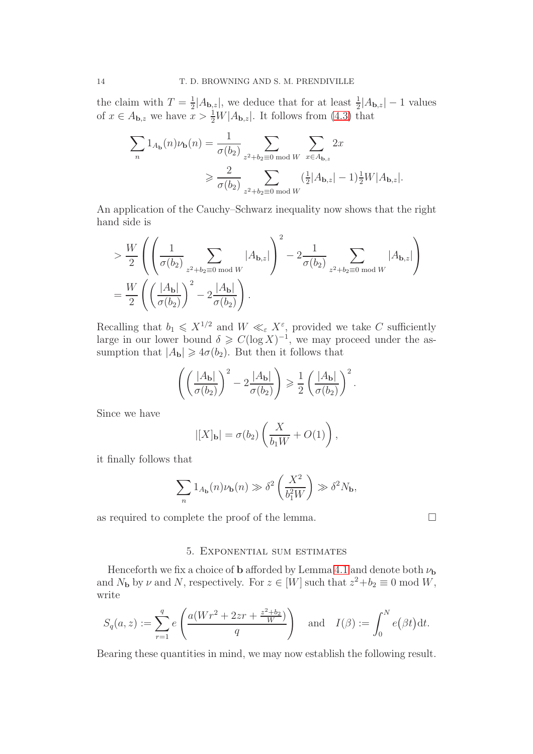the claim with $T = \frac{1}{2}|A_{\mathbf{b},z}|$, we deduce that for at least $\frac{1}{2}|A_{\mathbf{b},z}| - 1$ values of $x \in A_{\mathbf{b},z}$ we have $x > \frac{1}{2}W|A_{\mathbf{b},z}|$. It follows from (4.3) that

$$\sum_n 1_{A_{\mathbf{b}}}(n)\nu_{\mathbf{b}}(n) = \frac{1}{\sigma(b_2)} \sum_{z^2+b_2 \equiv 0 \bmod W} \sum_{x \in A_{\mathbf{b},z}} 2x$$
$$\geqslant \frac{2}{\sigma(b_2)} \sum_{z^2+b_2 \equiv 0 \bmod W} (\tfrac{1}{2}|A_{\mathbf{b},z}| - 1)\tfrac{1}{2}W|A_{\mathbf{b},z}|.$$

An application of the Cauchy–Schwarz inequality now shows that the right hand side is

$$> \frac{W}{2}\left(\left(\frac{1}{\sigma(b_2)} \sum_{z^2+b_2 \equiv 0 \bmod W} |A_{\mathbf{b},z}|\right)^2 - 2\frac{1}{\sigma(b_2)} \sum_{z^2+b_2 \equiv 0 \bmod W} |A_{\mathbf{b},z}|\right)$$
$$= \frac{W}{2}\left(\left(\frac{|A_{\mathbf{b}}|}{\sigma(b_2)}\right)^2 - 2\frac{|A_{\mathbf{b}}|}{\sigma(b_2)}\right).$$

Recalling that $b_1 \leqslant X^{1/2}$ and $W \ll_\varepsilon X^\varepsilon$, provided we take $C$ sufficiently large in our lower bound $\delta \geqslant C(\log X)^{-1}$, we may proceed under the assumption that $|A_{\mathbf{b}}| \geqslant 4\sigma(b_2)$. But then it follows that

$$\left(\left(\frac{|A_{\mathbf{b}}|}{\sigma(b_2)}\right)^2 - 2\frac{|A_{\mathbf{b}}|}{\sigma(b_2)}\right) \geqslant \frac{1}{2}\left(\frac{|A_{\mathbf{b}}|}{\sigma(b_2)}\right)^2.$$

Since we have

$$|[X]_{\mathbf{b}}| = \sigma(b_2)\left(\frac{X}{b_1 W} + O(1)\right),$$

it finally follows that

$$\sum_n 1_{A_{\mathbf{b}}}(n)\nu_{\mathbf{b}}(n) \gg \delta^2\left(\frac{X^2}{b_1^2 W}\right) \gg \delta^2 N_{\mathbf{b}},$$

as required to complete the proof of the lemma. □

## 5. Exponential sum estimates

Henceforth we fix a choice of $\mathbf{b}$ afforded by Lemma 4.1 and denote both $\nu_{\mathbf{b}}$ and $N_{\mathbf{b}}$ by $\nu$ and $N$, respectively. For $z \in [W]$ such that $z^2 + b_2 \equiv 0 \bmod W$, write

$$S_q(a,z) := \sum_{r=1}^{q} e\left(\frac{a(Wr^2 + 2zr + \frac{z^2+b_2}{W})}{q}\right) \quad \text{and} \quad I(\beta) := \int_0^N e\big(\beta t\big)\mathrm{d}t.$$

Bearing these quantities in mind, we may now establish the following result.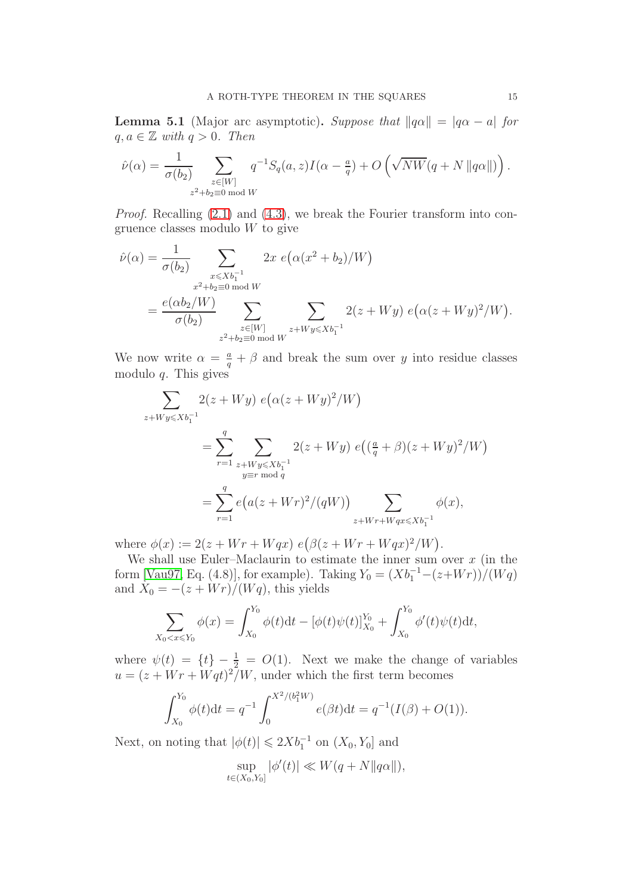**Lemma 5.1** (Major arc asymptotic)**.** *Suppose that $\|q\alpha\| = |q\alpha - a|$ for $q, a \in \mathbb{Z}$ with $q > 0$. Then*

$$\hat{\nu}(\alpha) = \frac{1}{\sigma(b_2)} \sum_{\substack{z \in [W] \\ z^2 + b_2 \equiv 0 \bmod W}} q^{-1} S_q(a, z) I(\alpha - \tfrac{a}{q}) + O\left(\sqrt{NW}(q + N \|q\alpha\|)\right).$$

*Proof.* Recalling (2.1) and (4.3), we break the Fourier transform into congruence classes modulo $W$ to give

$$\begin{aligned}
\hat{\nu}(\alpha) &= \frac{1}{\sigma(b_2)} \sum_{\substack{x \leqslant X b_1^{-1} \\ x^2 + b_2 \equiv 0 \bmod W}} 2x \; e\big(\alpha(x^2 + b_2)/W\big) \\
&= \frac{e(\alpha b_2/W)}{\sigma(b_2)} \sum_{\substack{z \in [W] \\ z^2 + b_2 \equiv 0 \bmod W}} \sum_{z + Wy \leqslant X b_1^{-1}} 2(z + Wy) \; e\big(\alpha(z + Wy)^2/W\big).
\end{aligned}$$

We now write $\alpha = \frac{a}{q} + \beta$ and break the sum over $y$ into residue classes modulo $q$. This gives

$$\begin{aligned}
\sum_{z + Wy \leqslant X b_1^{-1}} & 2(z + Wy) \; e\big(\alpha(z + Wy)^2/W\big) \\
&= \sum_{r=1}^{q} \sum_{\substack{z + Wy \leqslant X b_1^{-1} \\ y \equiv r \bmod q}} 2(z + Wy) \; e\big((\tfrac{a}{q} + \beta)(z + Wy)^2/W\big) \\
&= \sum_{r=1}^{q} e\big(a(z + Wr)^2/(qW)\big) \sum_{z + Wr + Wqx \leqslant X b_1^{-1}} \phi(x),
\end{aligned}$$

where $\phi(x) := 2(z + Wr + Wqx) \; e\big(\beta(z + Wr + Wqx)^2/W\big)$.

We shall use Euler–Maclaurin to estimate the inner sum over $x$ (in the form [Vau97, Eq. (4.8)], for example). Taking $Y_0 = (X b_1^{-1} - (z + Wr))/(Wq)$ and $X_0 = -(z + Wr)/(Wq)$, this yields

$$\sum_{X_0 < x \leqslant Y_0} \phi(x) = \int_{X_0}^{Y_0} \phi(t) \mathrm{d}t - [\phi(t)\psi(t)]_{X_0}^{Y_0} + \int_{X_0}^{Y_0} \phi'(t)\psi(t) \mathrm{d}t,$$

where $\psi(t) = \{t\} - \frac{1}{2} = O(1)$. Next we make the change of variables $u = (z + Wr + Wqt)^2/W$, under which the first term becomes

$$\int_{X_0}^{Y_0} \phi(t) \mathrm{d}t = q^{-1} \int_{0}^{X^2/(b_1^2 W)} e(\beta t) \mathrm{d}t = q^{-1}(I(\beta) + O(1)).$$

Next, on noting that $|\phi(t)| \leqslant 2X b_1^{-1}$ on $(X_0, Y_0]$ and

$$\sup_{t \in (X_0, Y_0]} |\phi'(t)| \ll W(q + N\|q\alpha\|),$$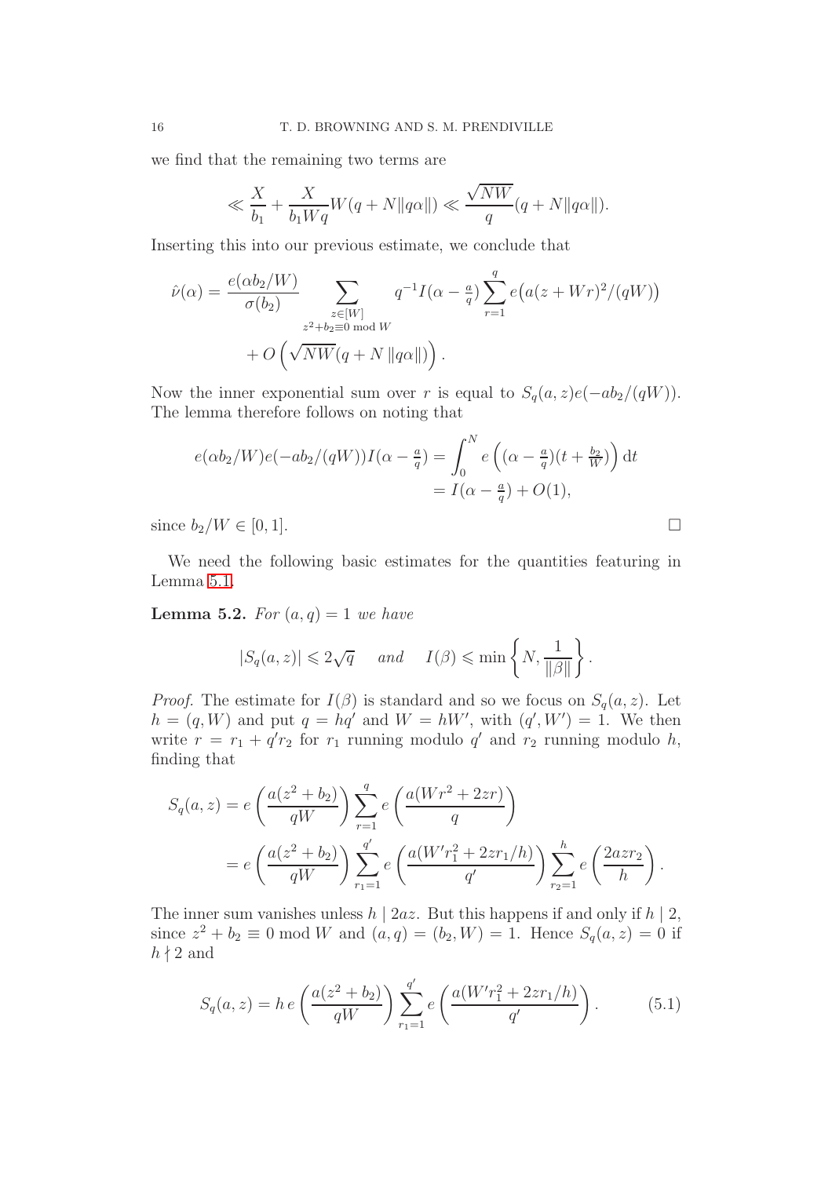we find that the remaining two terms are

$$\ll \frac{X}{b_1} + \frac{X}{b_1 W q} W(q + N\|q\alpha\|) \ll \frac{\sqrt{NW}}{q}(q + N\|q\alpha\|).$$

Inserting this into our previous estimate, we conclude that

$$\begin{aligned}\hat{\nu}(\alpha) = \frac{e(\alpha b_2/W)}{\sigma(b_2)} \sum_{\substack{z \in [W] \\ z^2 + b_2 \equiv 0 \bmod W}} q^{-1} I(\alpha - \tfrac{a}{q}) \sum_{r=1}^{q} e\big(a(z + Wr)^2/(qW)\big) \\ + O\left(\sqrt{NW}(q + N\|q\alpha\|)\right).\end{aligned}$$

Now the inner exponential sum over $r$ is equal to $S_q(a,z)e(-ab_2/(qW))$. The lemma therefore follows on noting that

$$\begin{aligned}e(\alpha b_2/W)e(-ab_2/(qW))I(\alpha - \tfrac{a}{q}) &= \int_0^N e\left((\alpha - \tfrac{a}{q})(t + \tfrac{b_2}{W})\right) \mathrm{d}t \\ &= I(\alpha - \tfrac{a}{q}) + O(1),\end{aligned}$$

since $b_2/W \in [0,1]$. □

We need the following basic estimates for the quantities featuring in Lemma 5.1.

**Lemma 5.2.** *For $(a,q) = 1$ we have*

$$|S_q(a,z)| \leqslant 2\sqrt{q} \quad \text{ and } \quad I(\beta) \leqslant \min\left\{N, \frac{1}{\|\beta\|}\right\}.$$

*Proof.* The estimate for $I(\beta)$ is standard and so we focus on $S_q(a,z)$. Let $h = (q,W)$ and put $q = hq'$ and $W = hW'$, with $(q', W') = 1$. We then write $r = r_1 + q'r_2$ for $r_1$ running modulo $q'$ and $r_2$ running modulo $h$, finding that

$$\begin{aligned}S_q(a,z) &= e\left(\frac{a(z^2 + b_2)}{qW}\right) \sum_{r=1}^{q} e\left(\frac{a(Wr^2 + 2zr)}{q}\right) \\ &= e\left(\frac{a(z^2 + b_2)}{qW}\right) \sum_{r_1=1}^{q'} e\left(\frac{a(W'r_1^2 + 2zr_1/h)}{q'}\right) \sum_{r_2=1}^{h} e\left(\frac{2azr_2}{h}\right).\end{aligned}$$

The inner sum vanishes unless $h \mid 2az$. But this happens if and only if $h \mid 2$, since $z^2 + b_2 \equiv 0 \bmod W$ and $(a,q) = (b_2, W) = 1$. Hence $S_q(a,z) = 0$ if $h \nmid 2$ and

$$S_q(a,z) = h\, e\left(\frac{a(z^2 + b_2)}{qW}\right) \sum_{r_1=1}^{q'} e\left(\frac{a(W'r_1^2 + 2zr_1/h)}{q'}\right). \tag{5.1}$$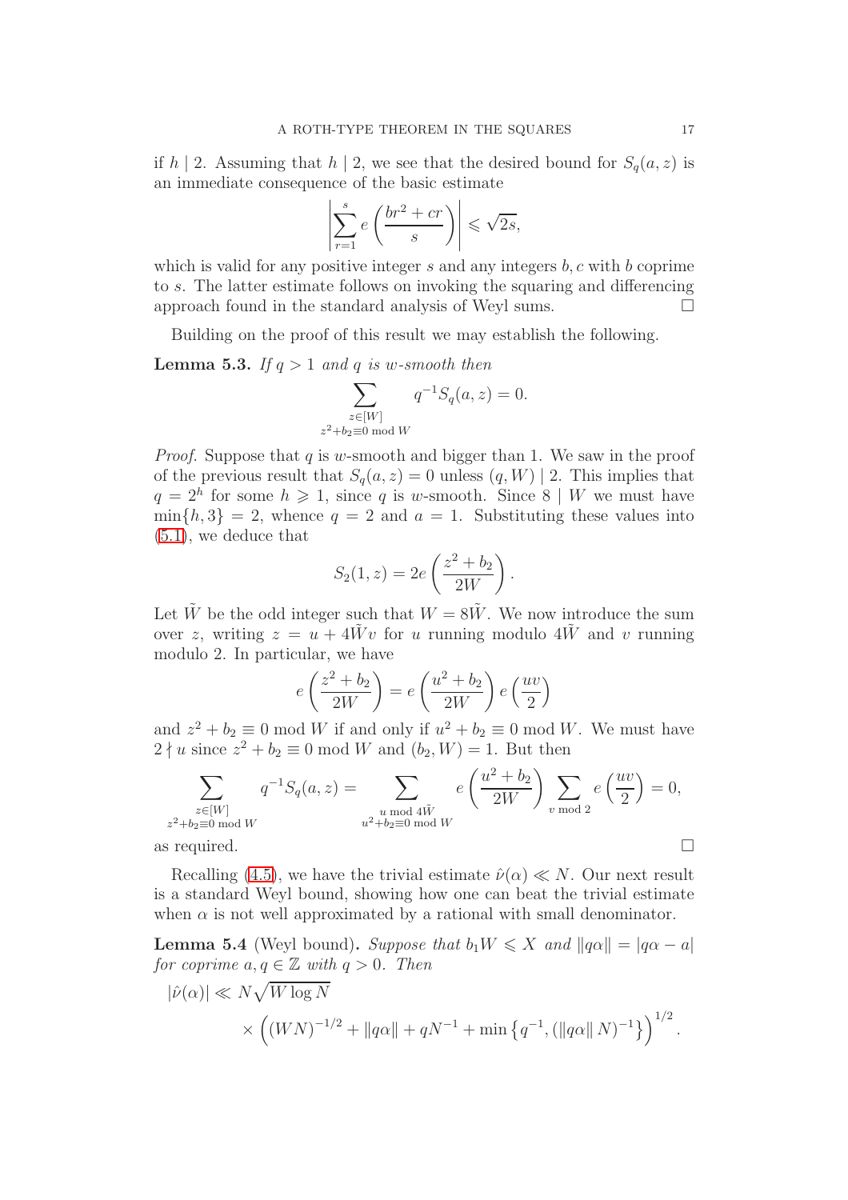if $h \mid 2$. Assuming that $h \mid 2$, we see that the desired bound for $S_q(a,z)$ is an immediate consequence of the basic estimate

$$\left| \sum_{r=1}^{s} e\left(\frac{br^2+cr}{s}\right) \right| \leqslant \sqrt{2s},$$

which is valid for any positive integer $s$ and any integers $b, c$ with $b$ coprime to $s$. The latter estimate follows on invoking the squaring and differencing approach found in the standard analysis of Weyl sums. □

Building on the proof of this result we may establish the following.

**Lemma 5.3.** *If $q > 1$ and $q$ is $w$-smooth then*

$$\sum_{\substack{z \in [W] \\ z^2+b_2 \equiv 0 \bmod W}} q^{-1} S_q(a,z) = 0.$$

*Proof.* Suppose that $q$ is $w$-smooth and bigger than 1. We saw in the proof of the previous result that $S_q(a,z) = 0$ unless $(q,W) \mid 2$. This implies that $q = 2^h$ for some $h \geqslant 1$, since $q$ is $w$-smooth. Since $8 \mid W$ we must have $\min\{h, 3\} = 2$, whence $q = 2$ and $a = 1$. Substituting these values into (5.1), we deduce that

$$S_2(1,z) = 2e\left(\frac{z^2+b_2}{2W}\right).$$

Let $\tilde{W}$ be the odd integer such that $W = 8\tilde{W}$. We now introduce the sum over $z$, writing $z = u + 4\tilde{W}v$ for $u$ running modulo $4\tilde{W}$ and $v$ running modulo 2. In particular, we have

$$e\left(\frac{z^2+b_2}{2W}\right) = e\left(\frac{u^2+b_2}{2W}\right) e\left(\frac{uv}{2}\right)$$

and $z^2 + b_2 \equiv 0 \bmod W$ if and only if $u^2 + b_2 \equiv 0 \bmod W$. We must have $2 \nmid u$ since $z^2 + b_2 \equiv 0 \bmod W$ and $(b_2, W) = 1$. But then

$$\sum_{\substack{z \in [W] \\ z^2+b_2 \equiv 0 \bmod W}} q^{-1} S_q(a,z) = \sum_{\substack{u \bmod 4\tilde{W} \\ u^2+b_2 \equiv 0 \bmod W}} e\left(\frac{u^2+b_2}{2W}\right) \sum_{v \bmod 2} e\left(\frac{uv}{2}\right) = 0,$$

as required. □

Recalling (4.5), we have the trivial estimate $\hat{\nu}(\alpha) \ll N$. Our next result is a standard Weyl bound, showing how one can beat the trivial estimate when $\alpha$ is not well approximated by a rational with small denominator.

**Lemma 5.4** (Weyl bound)**.** *Suppose that $b_1 W \leqslant X$ and $\|q\alpha\| = |q\alpha - a|$ for coprime $a, q \in \mathbb{Z}$ with $q > 0$. Then*

$$\begin{aligned} |\hat{\nu}(\alpha)| &\ll N\sqrt{W \log N} \\ &\quad \times \left( (WN)^{-1/2} + \|q\alpha\| + qN^{-1} + \min\left\{ q^{-1}, (\|q\alpha\| N)^{-1} \right\} \right)^{1/2}. \end{aligned}$$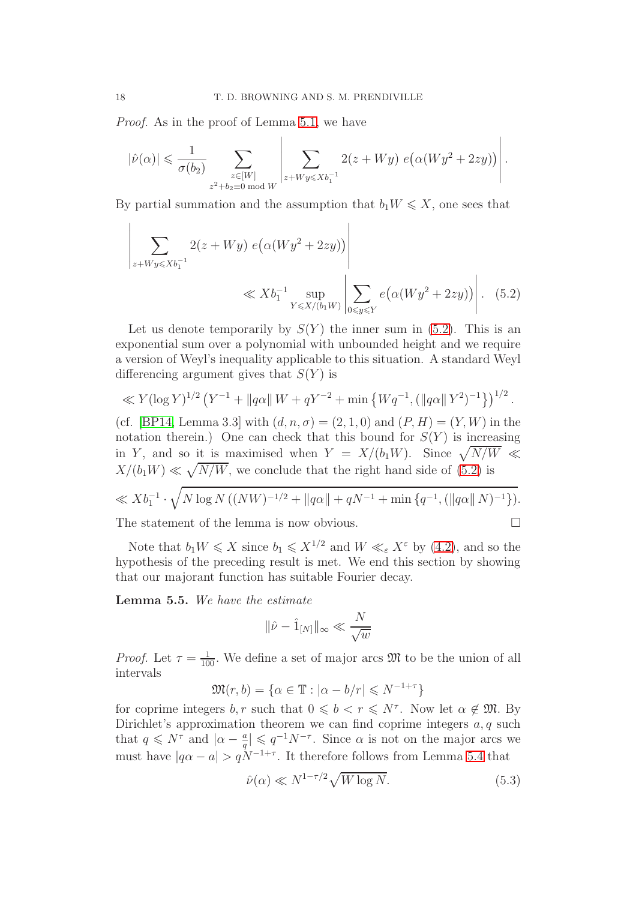*Proof.* As in the proof of Lemma 5.1, we have

$$|\hat{\nu}(\alpha)| \leqslant \frac{1}{\sigma(b_2)} \sum_{\substack{z\in[W]\\ z^2+b_2\equiv 0 \bmod W}} \left| \sum_{z+Wy\leqslant Xb_1^{-1}} 2(z+Wy)\, e\big(\alpha(Wy^2+2zy)\big)\right|.$$

By partial summation and the assumption that $b_1 W \leqslant X$, one sees that

$$\left| \sum_{z+Wy\leqslant Xb_1^{-1}} 2(z+Wy)\, e\big(\alpha(Wy^2+2zy)\big)\right| \ll Xb_1^{-1} \sup_{Y\leqslant X/(b_1W)} \left| \sum_{0\leqslant y\leqslant Y} e\big(\alpha(Wy^2+2zy)\big)\right|. \quad (5.2)$$

Let us denote temporarily by $S(Y)$ the inner sum in (5.2). This is an exponential sum over a polynomial with unbounded height and we require a version of Weyl's inequality applicable to this situation. A standard Weyl differencing argument gives that $S(Y)$ is

$$\ll Y(\log Y)^{1/2} \left(Y^{-1} + \|q\alpha\|\, W + qY^{-2} + \min\left\{Wq^{-1}, (\|q\alpha\|\, Y^2)^{-1}\right\}\right)^{1/2}.$$

(cf. [BP14, Lemma 3.3] with $(d,n,\sigma)=(2,1,0)$ and $(P,H)=(Y,W)$ in the notation therein.) One can check that this bound for $S(Y)$ is increasing in $Y$, and so it is maximised when $Y = X/(b_1W)$. Since $\sqrt{N/W} \ll X/(b_1W) \ll \sqrt{N/W}$, we conclude that the right hand side of (5.2) is

$$\ll Xb_1^{-1}\cdot \sqrt{N\log N\left((NW)^{-1/2} + \|q\alpha\| + qN^{-1} + \min\left\{q^{-1}, (\|q\alpha\|\, N)^{-1}\right\}\right)}.$$

The statement of the lemma is now obvious. $\square$

Note that $b_1 W \leqslant X$ since $b_1 \leqslant X^{1/2}$ and $W \ll_\varepsilon X^\varepsilon$ by (4.2), and so the hypothesis of the preceding result is met. We end this section by showing that our majorant function has suitable Fourier decay.

**Lemma 5.5.** *We have the estimate*

$$\|\hat{\nu} - \hat{1}_{[N]}\|_\infty \ll \frac{N}{\sqrt{w}}$$

*Proof.* Let $\tau = \frac{1}{100}$. We define a set of major arcs $\mathfrak{M}$ to be the union of all intervals

$$\mathfrak{M}(r,b) = \{\alpha\in\mathbb{T} : |\alpha - b/r| \leqslant N^{-1+\tau}\}$$

for coprime integers $b,r$ such that $0\leqslant b < r\leqslant N^\tau$. Now let $\alpha\notin\mathfrak{M}$. By Dirichlet's approximation theorem we can find coprime integers $a,q$ such that $q\leqslant N^\tau$ and $|\alpha - \frac{a}{q}| \leqslant q^{-1}N^{-\tau}$. Since $\alpha$ is not on the major arcs we must have $|q\alpha - a| > qN^{-1+\tau}$. It therefore follows from Lemma 5.4 that

$$\hat{\nu}(\alpha) \ll N^{1-\tau/2}\sqrt{W\log N}. \quad (5.3)$$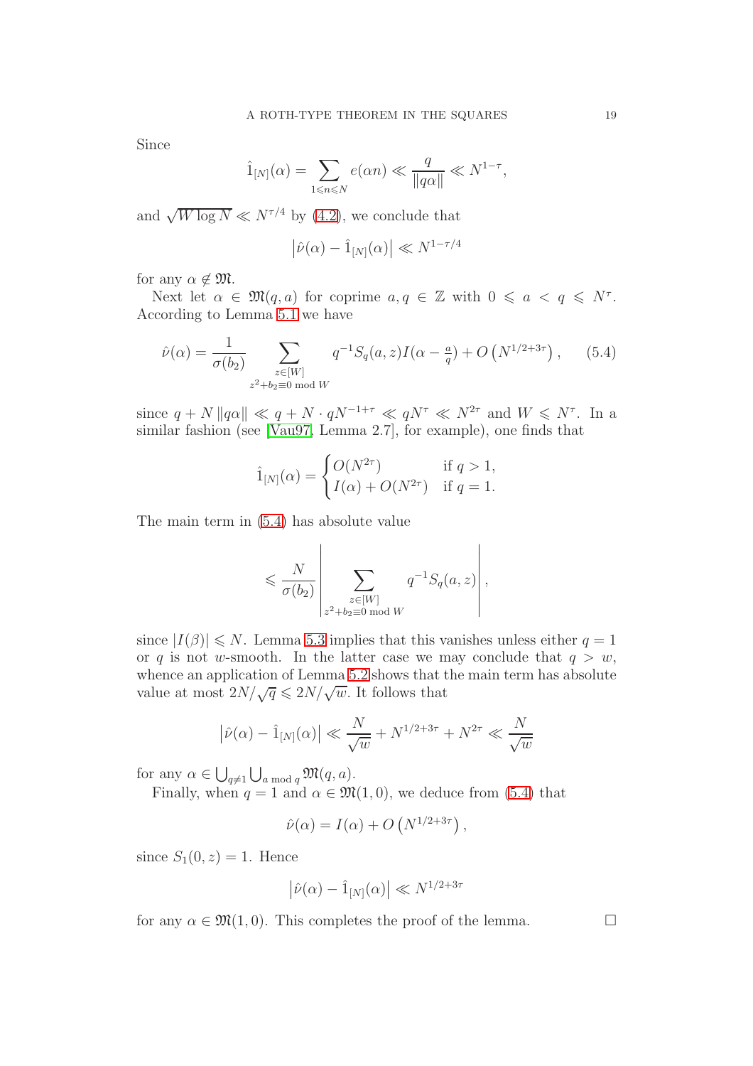Since

$$\hat{1}_{[N]}(\alpha) = \sum_{1 \leqslant n \leqslant N} e(\alpha n) \ll \frac{q}{\|q\alpha\|} \ll N^{1-\tau},$$

and $\sqrt{W \log N} \ll N^{\tau/4}$ by (4.2), we conclude that

$$\left|\hat{\nu}(\alpha) - \hat{1}_{[N]}(\alpha)\right| \ll N^{1-\tau/4}$$

for any $\alpha \notin \mathfrak{M}$.

Next let $\alpha \in \mathfrak{M}(q,a)$ for coprime $a, q \in \mathbb{Z}$ with $0 \leqslant a < q \leqslant N^{\tau}$. According to Lemma 5.1 we have

$$\hat{\nu}(\alpha) = \frac{1}{\sigma(b_2)} \sum_{\substack{z \in [W] \\ z^2 + b_2 \equiv 0 \bmod W}} q^{-1} S_q(a,z) I(\alpha - \tfrac{a}{q}) + O\left(N^{1/2+3\tau}\right), \tag{5.4}$$

since $q + N\|q\alpha\| \ll q + N \cdot qN^{-1+\tau} \ll qN^{\tau} \ll N^{2\tau}$ and $W \leqslant N^{\tau}$. In a similar fashion (see [Vau97, Lemma 2.7], for example), one finds that

$$\hat{1}_{[N]}(\alpha) = \begin{cases} O(N^{2\tau}) & \text{if } q > 1, \\ I(\alpha) + O(N^{2\tau}) & \text{if } q = 1. \end{cases}$$

The main term in (5.4) has absolute value

$$\leqslant \frac{N}{\sigma(b_2)} \left| \sum_{\substack{z \in [W] \\ z^2 + b_2 \equiv 0 \bmod W}} q^{-1} S_q(a,z) \right|,$$

since $|I(\beta)| \leqslant N$. Lemma 5.3 implies that this vanishes unless either $q = 1$ or $q$ is not $w$-smooth. In the latter case we may conclude that $q > w$, whence an application of Lemma 5.2 shows that the main term has absolute value at most $2N/\sqrt{q} \leqslant 2N/\sqrt{w}$. It follows that

$$\left|\hat{\nu}(\alpha) - \hat{1}_{[N]}(\alpha)\right| \ll \frac{N}{\sqrt{w}} + N^{1/2+3\tau} + N^{2\tau} \ll \frac{N}{\sqrt{w}}$$

for any $\alpha \in \bigcup_{q \neq 1} \bigcup_{a \bmod q} \mathfrak{M}(q,a)$.

Finally, when $q = 1$ and $\alpha \in \mathfrak{M}(1,0)$, we deduce from (5.4) that

$$\hat{\nu}(\alpha) = I(\alpha) + O\left(N^{1/2+3\tau}\right),$$

since $S_1(0,z) = 1$. Hence

$$\left|\hat{\nu}(\alpha) - \hat{1}_{[N]}(\alpha)\right| \ll N^{1/2+3\tau}$$

for any $\alpha \in \mathfrak{M}(1,0)$. This completes the proof of the lemma. $\square$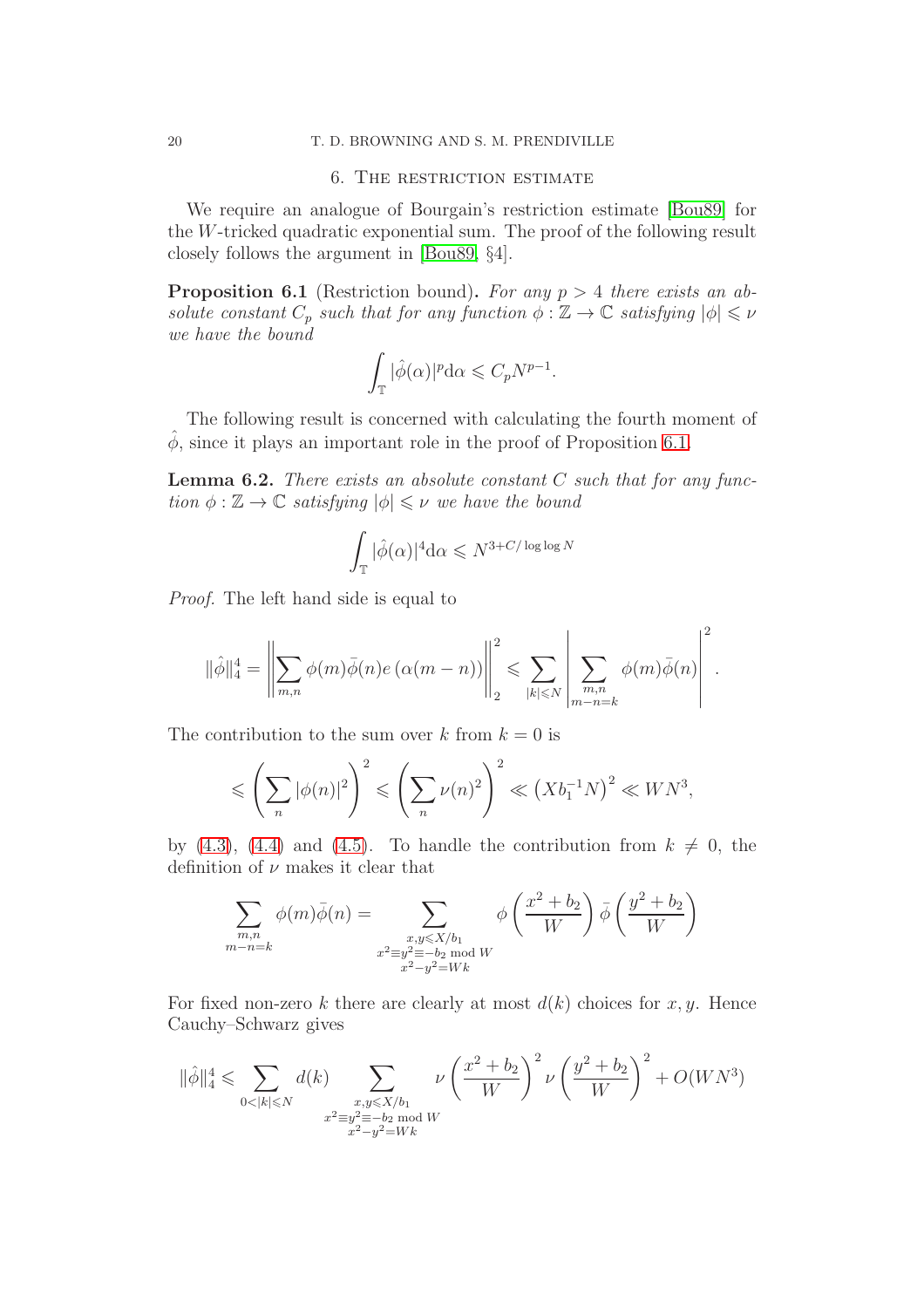## 6. The restriction estimate

We require an analogue of Bourgain's restriction estimate [Bou89] for the $W$-tricked quadratic exponential sum. The proof of the following result closely follows the argument in [Bou89, §4].

**Proposition 6.1** (Restriction bound)**.** *For any $p > 4$ there exists an absolute constant $C_p$ such that for any function $\phi : \mathbb{Z} \to \mathbb{C}$ satisfying $|\phi| \leqslant \nu$ we have the bound*

$$\int_{\mathbb{T}} |\hat{\phi}(\alpha)|^p \mathrm{d}\alpha \leqslant C_p N^{p-1}.$$

The following result is concerned with calculating the fourth moment of $\hat{\phi}$, since it plays an important role in the proof of Proposition 6.1.

**Lemma 6.2.** *There exists an absolute constant $C$ such that for any function $\phi : \mathbb{Z} \to \mathbb{C}$ satisfying $|\phi| \leqslant \nu$ we have the bound*

$$\int_{\mathbb{T}} |\hat{\phi}(\alpha)|^4 \mathrm{d}\alpha \leqslant N^{3+C/\log\log N}$$

*Proof.* The left hand side is equal to

$$\|\hat{\phi}\|_4^4 = \left\| \sum_{m,n} \phi(m)\bar{\phi}(n) e\left(\alpha(m-n)\right) \right\|_2^2 \leqslant \sum_{|k| \leqslant N} \left| \sum_{\substack{m,n \\ m-n=k}} \phi(m)\bar{\phi}(n) \right|^2.$$

The contribution to the sum over $k$ from $k = 0$ is

$$\leqslant \left( \sum_n |\phi(n)|^2 \right)^2 \leqslant \left( \sum_n \nu(n)^2 \right)^2 \ll \left( X b_1^{-1} N \right)^2 \ll W N^3,$$

by (4.3), (4.4) and (4.5). To handle the contribution from $k \neq 0$, the definition of $\nu$ makes it clear that

$$\sum_{\substack{m,n \\ m-n=k}} \phi(m)\bar{\phi}(n) = \sum_{\substack{x,y \leqslant X/b_1 \\ x^2 \equiv y^2 \equiv -b_2 \bmod W \\ x^2 - y^2 = Wk}} \phi\left(\frac{x^2+b_2}{W}\right) \bar{\phi}\left(\frac{y^2+b_2}{W}\right)$$

For fixed non-zero $k$ there are clearly at most $d(k)$ choices for $x, y$. Hence Cauchy–Schwarz gives

$$\|\hat{\phi}\|_4^4 \leqslant \sum_{0<|k| \leqslant N} d(k) \sum_{\substack{x,y \leqslant X/b_1 \\ x^2 \equiv y^2 \equiv -b_2 \bmod W \\ x^2 - y^2 = Wk}} \nu\left(\frac{x^2+b_2}{W}\right)^2 \nu\left(\frac{y^2+b_2}{W}\right)^2 + O(WN^3)$$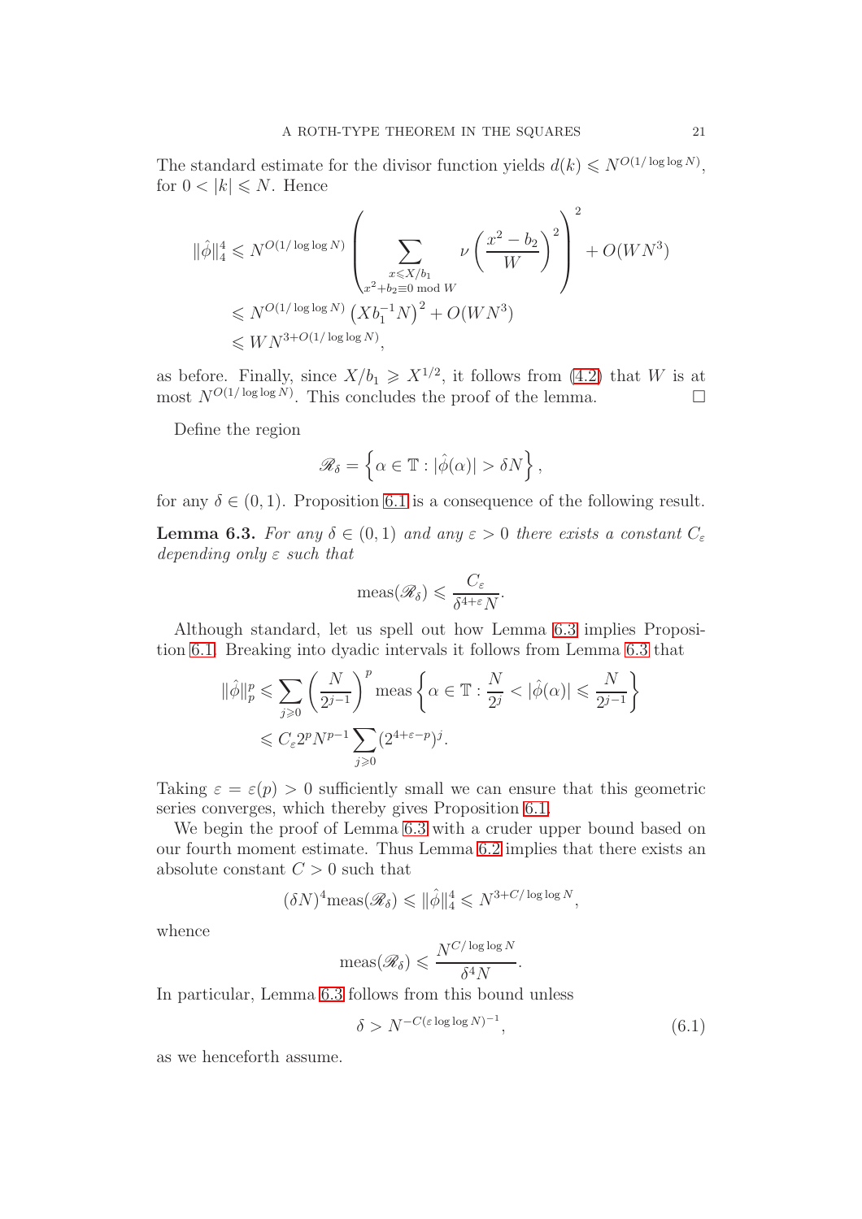The standard estimate for the divisor function yields $d(k) \leqslant N^{O(1/\log\log N)}$, for $0 < |k| \leqslant N$. Hence

$$
\begin{aligned}
\|\hat{\phi}\|_4^4 &\leqslant N^{O(1/\log\log N)} \left( \sum_{\substack{x \leqslant X/b_1 \\ x^2+b_2 \equiv 0 \bmod W}} \nu\left(\frac{x^2-b_2}{W}\right)^2 \right)^2 + O(WN^3) \\
&\leqslant N^{O(1/\log\log N)} \left(Xb_1^{-1}N\right)^2 + O(WN^3) \\
&\leqslant WN^{3+O(1/\log\log N)},
\end{aligned}
$$

as before. Finally, since $X/b_1 \geqslant X^{1/2}$, it follows from (4.2) that $W$ is at most $N^{O(1/\log\log N)}$. This concludes the proof of the lemma. $\square$

Define the region

$$
\mathscr{R}_\delta = \left\{ \alpha \in \mathbb{T} : |\hat{\phi}(\alpha)| > \delta N \right\},
$$

for any $\delta \in (0,1)$. Proposition 6.1 is a consequence of the following result.

**Lemma 6.3.** *For any $\delta \in (0,1)$ and any $\varepsilon > 0$ there exists a constant $C_\varepsilon$ depending only $\varepsilon$ such that*

$$
\operatorname{meas}(\mathscr{R}_\delta) \leqslant \frac{C_\varepsilon}{\delta^{4+\varepsilon}N}.
$$

Although standard, let us spell out how Lemma 6.3 implies Proposition 6.1. Breaking into dyadic intervals it follows from Lemma 6.3 that

$$
\begin{aligned}
\|\hat{\phi}\|_p^p &\leqslant \sum_{j \geqslant 0} \left(\frac{N}{2^{j-1}}\right)^p \operatorname{meas}\left\{\alpha \in \mathbb{T} : \frac{N}{2^j} < |\hat{\phi}(\alpha)| \leqslant \frac{N}{2^{j-1}}\right\} \\
&\leqslant C_\varepsilon 2^p N^{p-1} \sum_{j \geqslant 0} (2^{4+\varepsilon-p})^j.
\end{aligned}
$$

Taking $\varepsilon = \varepsilon(p) > 0$ sufficiently small we can ensure that this geometric series converges, which thereby gives Proposition 6.1.

We begin the proof of Lemma 6.3 with a cruder upper bound based on our fourth moment estimate. Thus Lemma 6.2 implies that there exists an absolute constant $C > 0$ such that

$$
(\delta N)^4 \operatorname{meas}(\mathscr{R}_\delta) \leqslant \|\hat{\phi}\|_4^4 \leqslant N^{3+C/\log\log N},
$$

whence

$$
\operatorname{meas}(\mathscr{R}_\delta) \leqslant \frac{N^{C/\log\log N}}{\delta^4 N}.
$$

In particular, Lemma 6.3 follows from this bound unless

$$
\delta > N^{-C(\varepsilon \log\log N)^{-1}}, \tag{6.1}
$$

as we henceforth assume.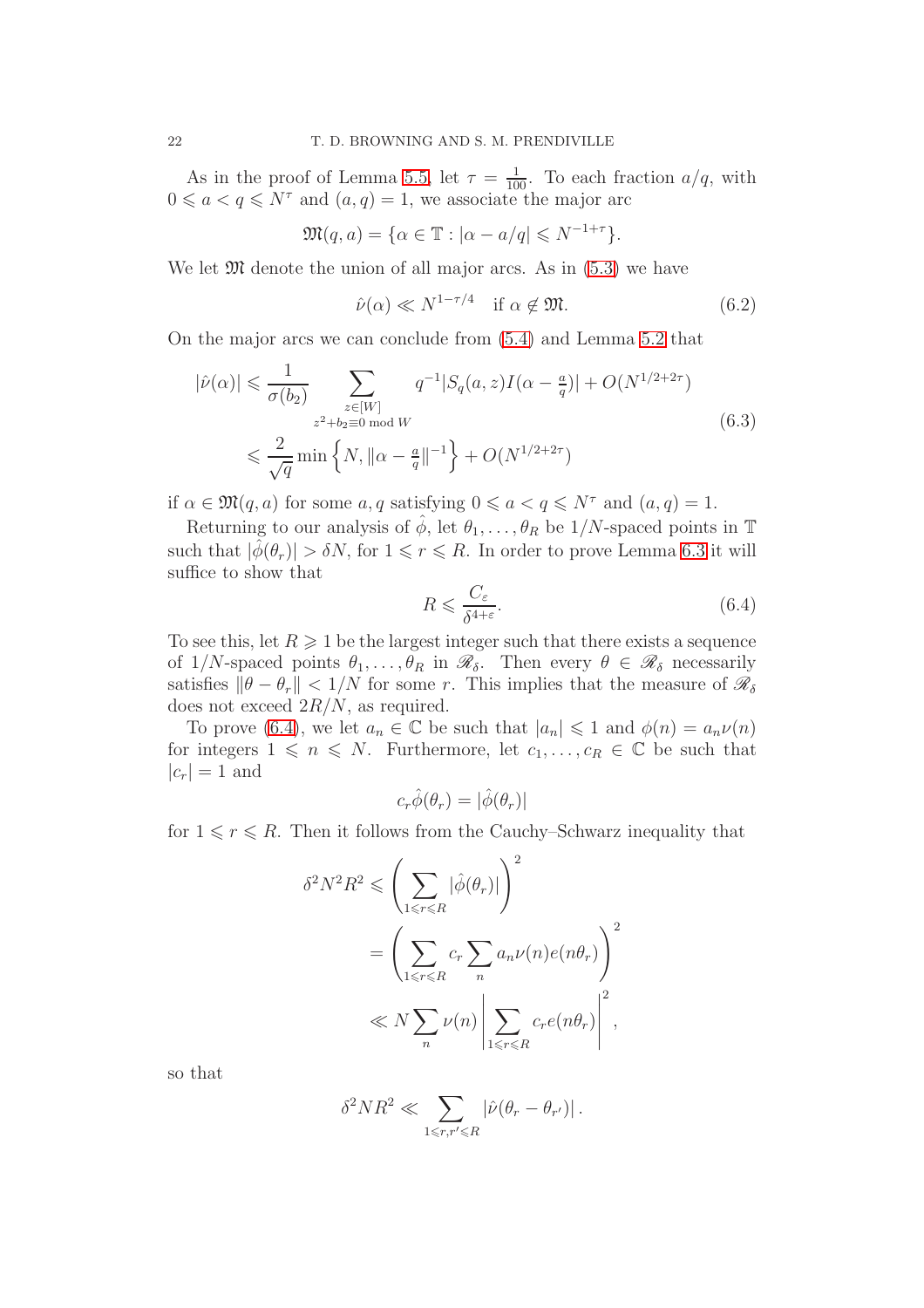As in the proof of Lemma 5.5, let $\tau = \frac{1}{100}$. To each fraction $a/q$, with $0 \leqslant a < q \leqslant N^\tau$ and $(a,q)=1$, we associate the major arc

$$\mathfrak{M}(q,a) = \{\alpha \in \mathbb{T} : |\alpha - a/q| \leqslant N^{-1+\tau}\}.$$

We let $\mathfrak{M}$ denote the union of all major arcs. As in (5.3) we have

$$\hat{\nu}(\alpha) \ll N^{1-\tau/4} \quad \text{if } \alpha \notin \mathfrak{M}. \tag{6.2}$$

On the major arcs we can conclude from (5.4) and Lemma 5.2 that

$$\begin{aligned}
|\hat{\nu}(\alpha)| &\leqslant \frac{1}{\sigma(b_2)} \sum_{\substack{z \in [W] \\ z^2+b_2 \equiv 0 \bmod W}} q^{-1}|S_q(a,z) I(\alpha - \tfrac{a}{q})| + O(N^{1/2+2\tau}) \\
&\leqslant \frac{2}{\sqrt{q}} \min\left\{N, \|\alpha - \tfrac{a}{q}\|^{-1}\right\} + O(N^{1/2+2\tau})
\end{aligned} \tag{6.3}$$

if $\alpha \in \mathfrak{M}(q,a)$ for some $a,q$ satisfying $0 \leqslant a < q \leqslant N^\tau$ and $(a,q)=1$.

Returning to our analysis of $\hat{\phi}$, let $\theta_1, \dots, \theta_R$ be $1/N$-spaced points in $\mathbb{T}$ such that $|\hat{\phi}(\theta_r)| > \delta N$, for $1 \leqslant r \leqslant R$. In order to prove Lemma 6.3 it will suffice to show that

$$R \leqslant \frac{C_\varepsilon}{\delta^{4+\varepsilon}}. \tag{6.4}$$

To see this, let $R \geqslant 1$ be the largest integer such that there exists a sequence of $1/N$-spaced points $\theta_1, \dots, \theta_R$ in $\mathscr{R}_\delta$. Then every $\theta \in \mathscr{R}_\delta$ necessarily satisfies $\|\theta - \theta_r\| < 1/N$ for some $r$. This implies that the measure of $\mathscr{R}_\delta$ does not exceed $2R/N$, as required.

To prove (6.4), we let $a_n \in \mathbb{C}$ be such that $|a_n| \leqslant 1$ and $\phi(n) = a_n \nu(n)$ for integers $1 \leqslant n \leqslant N$. Furthermore, let $c_1, \dots, c_R \in \mathbb{C}$ be such that $|c_r| = 1$ and

$$c_r \hat{\phi}(\theta_r) = |\hat{\phi}(\theta_r)|$$

for $1 \leqslant r \leqslant R$. Then it follows from the Cauchy–Schwarz inequality that

$$\begin{aligned}
\delta^2 N^2 R^2 &\leqslant \left( \sum_{1 \leqslant r \leqslant R} |\hat{\phi}(\theta_r)| \right)^2 \\
&= \left( \sum_{1 \leqslant r \leqslant R} c_r \sum_n a_n \nu(n) e(n\theta_r) \right)^2 \\
&\ll N \sum_n \nu(n) \left| \sum_{1 \leqslant r \leqslant R} c_r e(n\theta_r) \right|^2,
\end{aligned}$$

so that

$$\delta^2 N R^2 \ll \sum_{1 \leqslant r, r' \leqslant R} |\hat{\nu}(\theta_r - \theta_{r'})|.$$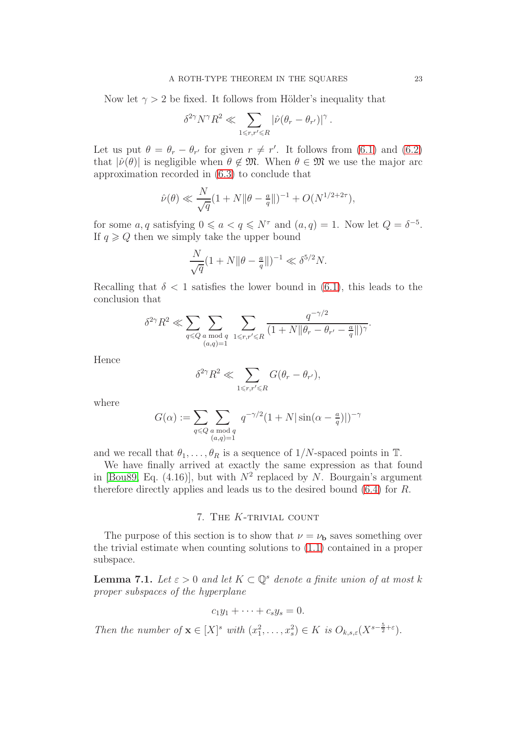Now let $\gamma > 2$ be fixed. It follows from Hölder's inequality that

$$\delta^{2\gamma} N^{\gamma} R^2 \ll \sum_{1 \leqslant r, r' \leqslant R} |\hat{\nu}(\theta_r - \theta_{r'})|^{\gamma}.$$

Let us put $\theta = \theta_r - \theta_{r'}$ for given $r \neq r'$. It follows from (6.1) and (6.2) that $|\hat{\nu}(\theta)|$ is negligible when $\theta \notin \mathfrak{M}$. When $\theta \in \mathfrak{M}$ we use the major arc approximation recorded in (6.3) to conclude that

$$\hat{\nu}(\theta) \ll \frac{N}{\sqrt{q}}(1 + N\|\theta - \tfrac{a}{q}\|)^{-1} + O(N^{1/2+2\tau}),$$

for some $a, q$ satisfying $0 \leqslant a < q \leqslant N^{\tau}$ and $(a, q) = 1$. Now let $Q = \delta^{-5}$. If $q \geqslant Q$ then we simply take the upper bound

$$\frac{N}{\sqrt{q}}(1 + N\|\theta - \tfrac{a}{q}\|)^{-1} \ll \delta^{5/2} N.$$

Recalling that $\delta < 1$ satisfies the lower bound in (6.1), this leads to the conclusion that

$$\delta^{2\gamma} R^2 \ll \sum_{q \leqslant Q} \sum_{\substack{a \bmod q \\ (a,q)=1}} \sum_{1 \leqslant r, r' \leqslant R} \frac{q^{-\gamma/2}}{(1 + N\|\theta_r - \theta_{r'} - \frac{a}{q}\|)^{\gamma}}.$$

Hence

$$\delta^{2\gamma} R^2 \ll \sum_{1 \leqslant r, r' \leqslant R} G(\theta_r - \theta_{r'}),$$

where

$$G(\alpha) := \sum_{q \leqslant Q} \sum_{\substack{a \bmod q \\ (a,q)=1}} q^{-\gamma/2}(1 + N|\sin(\alpha - \tfrac{a}{q})|)^{-\gamma}$$

and we recall that $\theta_1, \dots, \theta_R$ is a sequence of $1/N$-spaced points in $\mathbb{T}$.

We have finally arrived at exactly the same expression as that found in [Bou89, Eq. (4.16)], but with $N^2$ replaced by $N$. Bourgain's argument therefore directly applies and leads us to the desired bound (6.4) for $R$.

## 7. The $K$-trivial count

The purpose of this section is to show that $\nu = \nu_{\mathbf{b}}$ saves something over the trivial estimate when counting solutions to (1.1) contained in a proper subspace.

**Lemma 7.1.** *Let $\varepsilon > 0$ and let $K \subset \mathbb{Q}^s$ denote a finite union of at most $k$ proper subspaces of the hyperplane*

$$c_1 y_1 + \cdots + c_s y_s = 0.$$

*Then the number of $\mathbf{x} \in [X]^s$ with $(x_1^2, \dots, x_s^2) \in K$ is $O_{k,s,\varepsilon}(X^{s-\frac{5}{2}+\varepsilon})$.*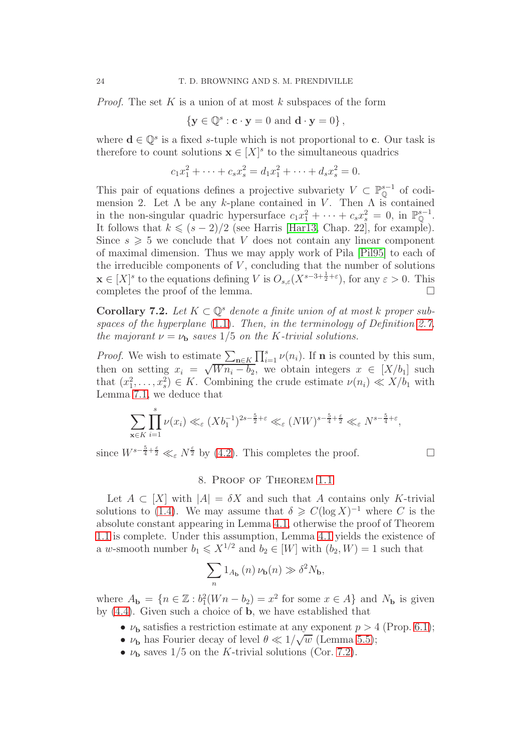*Proof.* The set $K$ is a union of at most $k$ subspaces of the form

$$\{\mathbf{y} \in \mathbb{Q}^s : \mathbf{c} \cdot \mathbf{y} = 0 \text{ and } \mathbf{d} \cdot \mathbf{y} = 0\},$$

where $\mathbf{d} \in \mathbb{Q}^s$ is a fixed $s$-tuple which is not proportional to $\mathbf{c}$. Our task is therefore to count solutions $\mathbf{x} \in [X]^s$ to the simultaneous quadrics

$$c_1 x_1^2 + \cdots + c_s x_s^2 = d_1 x_1^2 + \cdots + d_s x_s^2 = 0.$$

This pair of equations defines a projective subvariety $V \subset \mathbb{P}^{s-1}_{\mathbb{Q}}$ of codimension 2. Let $\Lambda$ be any $k$-plane contained in $V$. Then $\Lambda$ is contained in the non-singular quadric hypersurface $c_1 x_1^2 + \cdots + c_s x_s^2 = 0$, in $\mathbb{P}^{s-1}_{\mathbb{Q}}$. It follows that $k \leqslant (s-2)/2$ (see Harris [Har13, Chap. 22], for example). Since $s \geqslant 5$ we conclude that $V$ does not contain any linear component of maximal dimension. Thus we may apply work of Pila [Pil95] to each of the irreducible components of $V$, concluding that the number of solutions $\mathbf{x} \in [X]^s$ to the equations defining $V$ is $O_{s,\varepsilon}(X^{s-3+\frac{1}{2}+\varepsilon})$, for any $\varepsilon > 0$. This completes the proof of the lemma. $\square$

**Corollary 7.2.** *Let $K \subset \mathbb{Q}^s$ denote a finite union of at most $k$ proper subspaces of the hyperplane* (1.1)*. Then, in the terminology of Definition 2.7, the majorant $\nu = \nu_{\mathbf{b}}$ saves $1/5$ on the $K$-trivial solutions.*

*Proof.* We wish to estimate $\sum_{\mathbf{n} \in K} \prod_{i=1}^s \nu(n_i)$. If $\mathbf{n}$ is counted by this sum, then on setting $x_i = \sqrt{W n_i - b_2}$, we obtain integers $x \in [X/b_1]$ such that $(x_1^2, \ldots, x_s^2) \in K$. Combining the crude estimate $\nu(n_i) \ll X/b_1$ with Lemma 7.1, we deduce that

$$\sum_{\mathbf{x} \in K} \prod_{i=1}^s \nu(x_i) \ll_\varepsilon (X b_1^{-1})^{2s-\frac{5}{2}+\varepsilon} \ll_\varepsilon (NW)^{s-\frac{5}{4}+\frac{\varepsilon}{2}} \ll_\varepsilon N^{s-\frac{5}{4}+\varepsilon},$$

since $W^{s-\frac{5}{4}+\frac{\varepsilon}{2}} \ll_\varepsilon N^{\frac{\varepsilon}{2}}$ by (4.2). This completes the proof. $\square$

## 8. Proof of Theorem 1.1

Let $A \subset [X]$ with $|A| = \delta X$ and such that $A$ contains only $K$-trivial solutions to (1.4). We may assume that $\delta \geqslant C(\log X)^{-1}$ where $C$ is the absolute constant appearing in Lemma 4.1, otherwise the proof of Theorem 1.1 is complete. Under this assumption, Lemma 4.1 yields the existence of a $w$-smooth number $b_1 \leqslant X^{1/2}$ and $b_2 \in [W]$ with $(b_2, W) = 1$ such that

$$\sum_n 1_{A_{\mathbf{b}}}(n)\, \nu_{\mathbf{b}}(n) \gg \delta^2 N_{\mathbf{b}},$$

where $A_{\mathbf{b}} = \{n \in \mathbb{Z} : b_1^2(Wn - b_2) = x^2 \text{ for some } x \in A\}$ and $N_{\mathbf{b}}$ is given by (4.4). Given such a choice of $\mathbf{b}$, we have established that

- $\nu_{\mathbf{b}}$ satisfies a restriction estimate at any exponent $p > 4$ (Prop. 6.1);
- $\nu_{\mathbf{b}}$ has Fourier decay of level $\theta \ll 1/\sqrt{w}$ (Lemma 5.5);
- $\nu_{\mathbf{b}}$ saves $1/5$ on the $K$-trivial solutions (Cor. 7.2).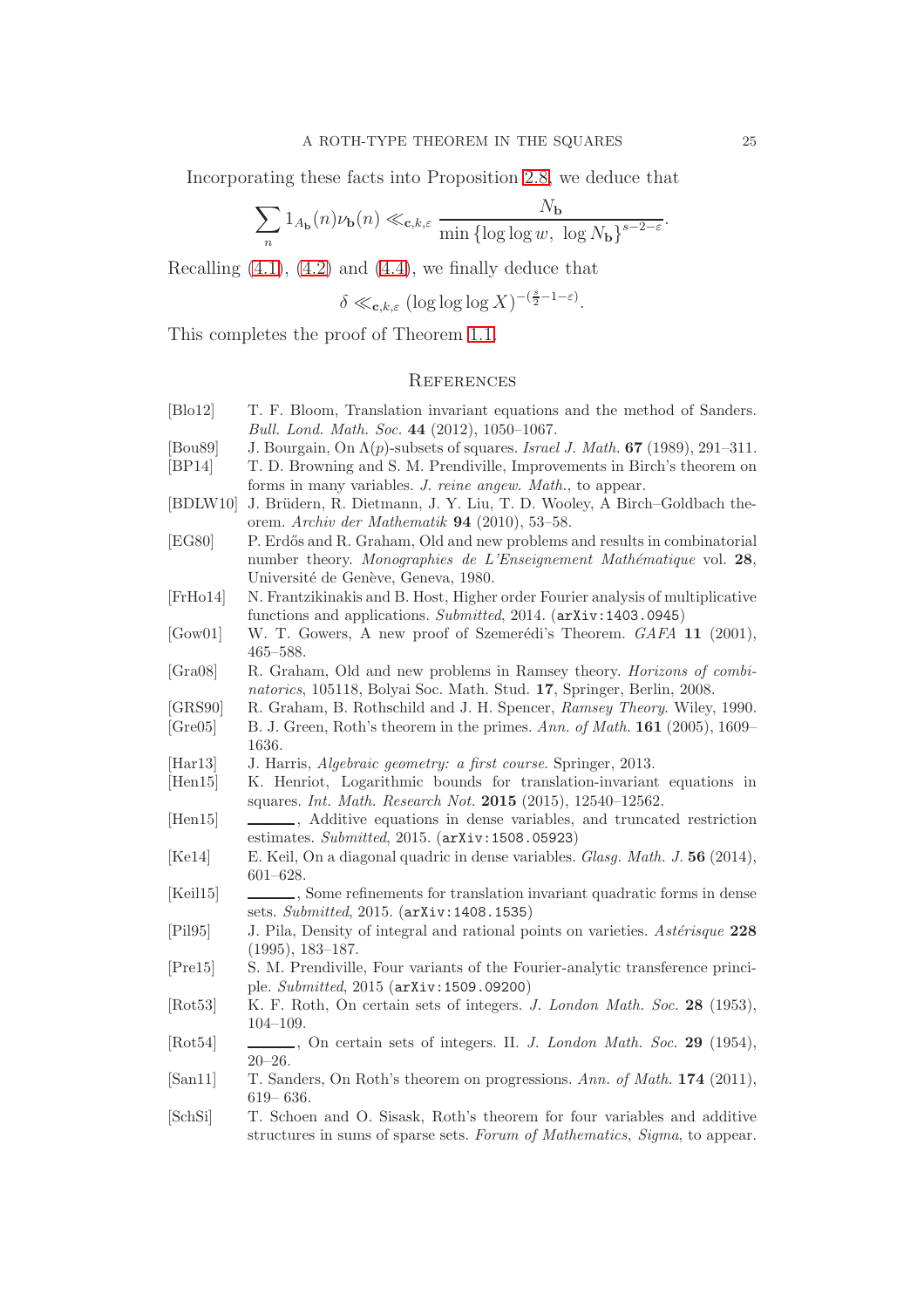Incorporating these facts into Proposition 2.8, we deduce that

$$\sum_n 1_{A_{\mathbf{b}}}(n)\nu_{\mathbf{b}}(n) \ll_{\mathbf{c},k,\varepsilon} \frac{N_{\mathbf{b}}}{\min\{\log\log w,\ \log N_{\mathbf{b}}\}^{s-2-\varepsilon}}.$$

Recalling (4.1), (4.2) and (4.4), we finally deduce that

$$\delta \ll_{\mathbf{c},k,\varepsilon} (\log\log\log X)^{-(\frac{s}{2}-1-\varepsilon)}.$$

This completes the proof of Theorem 1.1.

## References

[Blo12] T. F. Bloom, Translation invariant equations and the method of Sanders. *Bull. Lond. Math. Soc.* **44** (2012), 1050–1067.

[Bou89] J. Bourgain, On $\Lambda(p)$-subsets of squares. *Israel J. Math.* **67** (1989), 291–311.

[BP14] T. D. Browning and S. M. Prendiville, Improvements in Birch's theorem on forms in many variables. *J. reine angew. Math.*, to appear.

[BDLW10] J. Brüdern, R. Dietmann, J. Y. Liu, T. D. Wooley, A Birch–Goldbach theorem. *Archiv der Mathematik* **94** (2010), 53–58.

[EG80] P. Erdős and R. Graham, Old and new problems and results in combinatorial number theory. *Monographies de L'Enseignement Mathématique* vol. **28**, Université de Genève, Geneva, 1980.

[FrHo14] N. Frantzikinakis and B. Host, Higher order Fourier analysis of multiplicative functions and applications. *Submitted*, 2014. (arXiv:1403.0945)

[Gow01] W. T. Gowers, A new proof of Szemerédi's Theorem. *GAFA* **11** (2001), 465–588.

[Gra08] R. Graham, Old and new problems in Ramsey theory. *Horizons of combinatorics*, 105118, Bolyai Soc. Math. Stud. **17**, Springer, Berlin, 2008.

[GRS90] R. Graham, B. Rothschild and J. H. Spencer, *Ramsey Theory*. Wiley, 1990.

[Gre05] B. J. Green, Roth's theorem in the primes. *Ann. of Math.* **161** (2005), 1609–1636.

[Har13] J. Harris, *Algebraic geometry: a first course*. Springer, 2013.

[Hen15] K. Henriot, Logarithmic bounds for translation-invariant equations in squares. *Int. Math. Research Not.* **2015** (2015), 12540–12562.

[Hen15] ———, Additive equations in dense variables, and truncated restriction estimates. *Submitted*, 2015. (arXiv:1508.05923)

[Ke14] E. Keil, On a diagonal quadric in dense variables. *Glasg. Math. J.* **56** (2014), 601–628.

[Keil15] ———, Some refinements for translation invariant quadratic forms in dense sets. *Submitted*, 2015. (arXiv:1408.1535)

[Pil95] J. Pila, Density of integral and rational points on varieties. *Astérisque* **228** (1995), 183–187.

[Pre15] S. M. Prendiville, Four variants of the Fourier-analytic transference principle. *Submitted*, 2015 (arXiv:1509.09200)

[Rot53] K. F. Roth, On certain sets of integers. *J. London Math. Soc.* **28** (1953), 104–109.

[Rot54] ———, On certain sets of integers. II. *J. London Math. Soc.* **29** (1954), 20–26.

[San11] T. Sanders, On Roth's theorem on progressions. *Ann. of Math.* **174** (2011), 619– 636.

[SchSi] T. Schoen and O. Sisask, Roth's theorem for four variables and additive structures in sums of sparse sets. *Forum of Mathematics, Sigma*, to appear.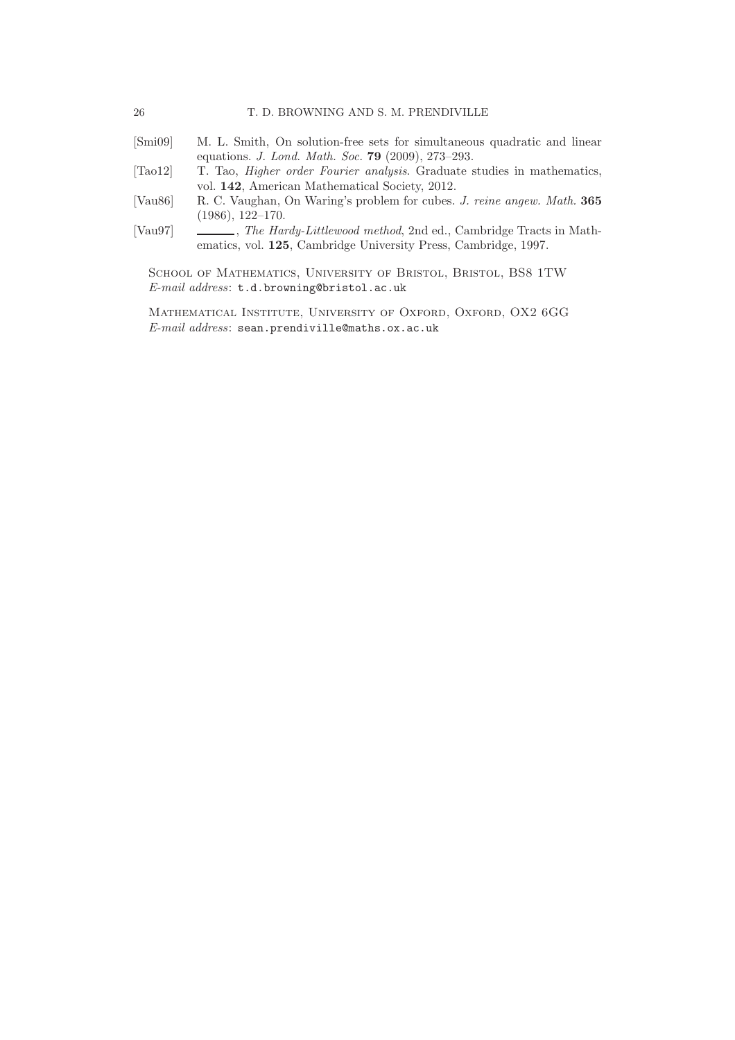[Smi09] M. L. Smith, On solution-free sets for simultaneous quadratic and linear equations. *J. Lond. Math. Soc.* **79** (2009), 273–293.

[Tao12] T. Tao, *Higher order Fourier analysis*. Graduate studies in mathematics, vol. **142**, American Mathematical Society, 2012.

[Vau86] R. C. Vaughan, On Waring's problem for cubes. *J. reine angew. Math.* **365** (1986), 122–170.

[Vau97] ______, *The Hardy-Littlewood method*, 2nd ed., Cambridge Tracts in Mathematics, vol. **125**, Cambridge University Press, Cambridge, 1997.

School of Mathematics, University of Bristol, Bristol, BS8 1TW
*E-mail address*: `t.d.browning@bristol.ac.uk`

Mathematical Institute, University of Oxford, Oxford, OX2 6GG
*E-mail address*: `sean.prendiville@maths.ox.ac.uk`